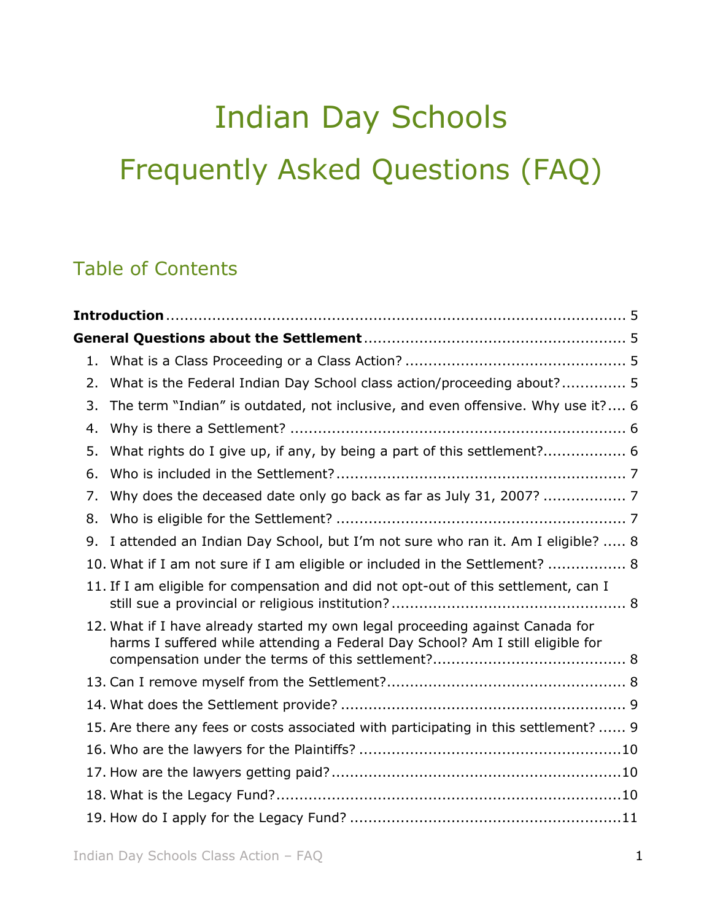# Indian Day Schools

# Frequently Asked Questions (FAQ)

## Table of Contents

**Introduction** .......................................................................................... 5

**General Questions about the Settlement** ........................................................ 5

1. What is a Class Proceeding or a Class Action? ............................................... 5
2. What is the Federal Indian Day School class action/proceeding about? .............. 5
3. The term "Indian" is outdated, not inclusive, and even offensive. Why use it? .... 6
4. Why is there a Settlement? ........................................................................ 6
5. What rights do I give up, if any, by being a part of this settlement? ................. 6
6. Who is included in the Settlement? .............................................................. 7
7. Why does the deceased date only go back as far as July 31, 2007? ................. 7
8. Who is eligible for the Settlement? .............................................................. 7
9. I attended an Indian Day School, but I'm not sure who ran it. Am I eligible? ..... 8
10. What if I am not sure if I am eligible or included in the Settlement? ................. 8
11. If I am eligible for compensation and did not opt-out of this settlement, can I still sue a provincial or religious institution? .................................................. 8
12. What if I have already started my own legal proceeding against Canada for harms I suffered while attending a Federal Day School? Am I still eligible for compensation under the terms of this settlement? ......................................... 8
13. Can I remove myself from the Settlement? ................................................... 8
14. What does the Settlement provide? ............................................................. 9
15. Are there any fees or costs associated with participating in this settlement? ...... 9
16. Who are the lawyers for the Plaintiffs? ........................................................ 10
17. How are the lawyers getting paid? .............................................................. 10
18. What is the Legacy Fund? .......................................................................... 10
19. How do I apply for the Legacy Fund? .......................................................... 11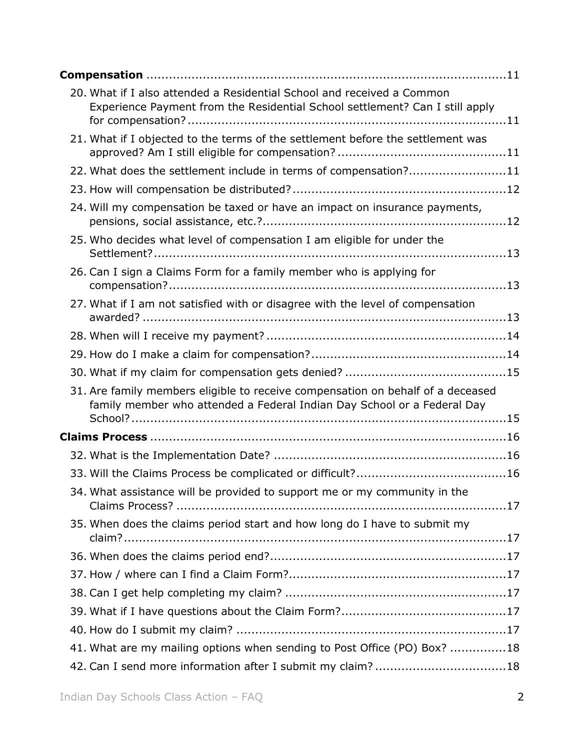**Compensation** ....................................................................................11

20. What if I also attended a Residential School and received a Common Experience Payment from the Residential School settlement? Can I still apply for compensation? ....................................................................................11
21. What if I objected to the terms of the settlement before the settlement was approved? Am I still eligible for compensation? ..........................................11
22. What does the settlement include in terms of compensation? .......................11
23. How will compensation be distributed? ......................................................12
24. Will my compensation be taxed or have an impact on insurance payments, pensions, social assistance, etc.? ..............................................................12
25. Who decides what level of compensation I am eligible for under the Settlement? ..............................................................................................13
26. Can I sign a Claims Form for a family member who is applying for compensation? .........................................................................................13
27. What if I am not satisfied with or disagree with the level of compensation awarded? ................................................................................................13
28. When will I receive my payment? ..............................................................14
29. How do I make a claim for compensation? ..................................................14
30. What if my claim for compensation gets denied? .........................................15
31. Are family members eligible to receive compensation on behalf of a deceased family member who attended a Federal Indian Day School or a Federal Day School? ...................................................................................................15

**Claims Process** ..............................................................................................16

32. What is the Implementation Date? .............................................................16
33. Will the Claims Process be complicated or difficult? .......................................16
34. What assistance will be provided to support me or my community in the Claims Process? .......................................................................................17
35. When does the claims period start and how long do I have to submit my claim? ....................................................................................................17
36. When does the claims period end? .............................................................17
37. How / where can I find a Claim Form? ........................................................17
38. Can I get help completing my claim? ..........................................................17
39. What if I have questions about the Claim Form? ...........................................17
40. How do I submit my claim? ......................................................................17
41. What are my mailing options when sending to Post Office (PO) Box? ..............18
42. Can I send more information after I submit my claim? ..................................18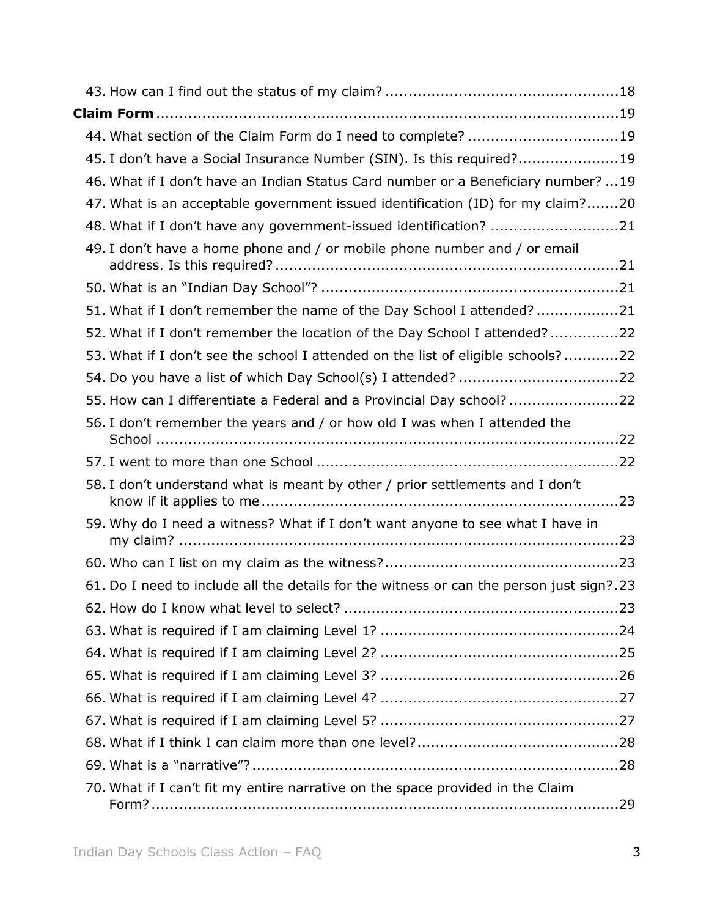43. How can I find out the status of my claim? ....................................................18

**Claim Form** ....................................................................................................19

44. What section of the Claim Form do I need to complete? .................................19
45. I don't have a Social Insurance Number (SIN). Is this required? ......................19
46. What if I don't have an Indian Status Card number or a Beneficiary number? ...19
47. What is an acceptable government issued identification (ID) for my claim? .......20
48. What if I don't have any government-issued identification? ............................21
49. I don't have a home phone and / or mobile phone number and / or email address. Is this required? ...........................................................................21
50. What is an "Indian Day School"? ..................................................................21
51. What if I don't remember the name of the Day School I attended? ..................21
52. What if I don't remember the location of the Day School I attended? ...............22
53. What if I don't see the school I attended on the list of eligible schools? ............22
54. Do you have a list of which Day School(s) I attended? ...................................22
55. How can I differentiate a Federal and a Provincial Day school? ........................22
56. I don't remember the years and / or how old I was when I attended the School .........................................................................................................22
57. I went to more than one School ...................................................................22
58. I don't understand what is meant by other / prior settlements and I don't know if it applies to me ...............................................................................23
59. Why do I need a witness? What if I don't want anyone to see what I have in my claim? ....................................................................................................23
60. Who can I list on my claim as the witness? ....................................................23
61. Do I need to include all the details for the witness or can the person just sign? .23
62. How do I know what level to select? .............................................................23
63. What is required if I am claiming Level 1? .....................................................24
64. What is required if I am claiming Level 2? .....................................................25
65. What is required if I am claiming Level 3? .....................................................26
66. What is required if I am claiming Level 4? .....................................................27
67. What is required if I am claiming Level 5? .....................................................27
68. What if I think I can claim more than one level? ............................................28
69. What is a "narrative"? .................................................................................28
70. What if I can't fit my entire narrative on the space provided in the Claim Form? .........................................................................................................29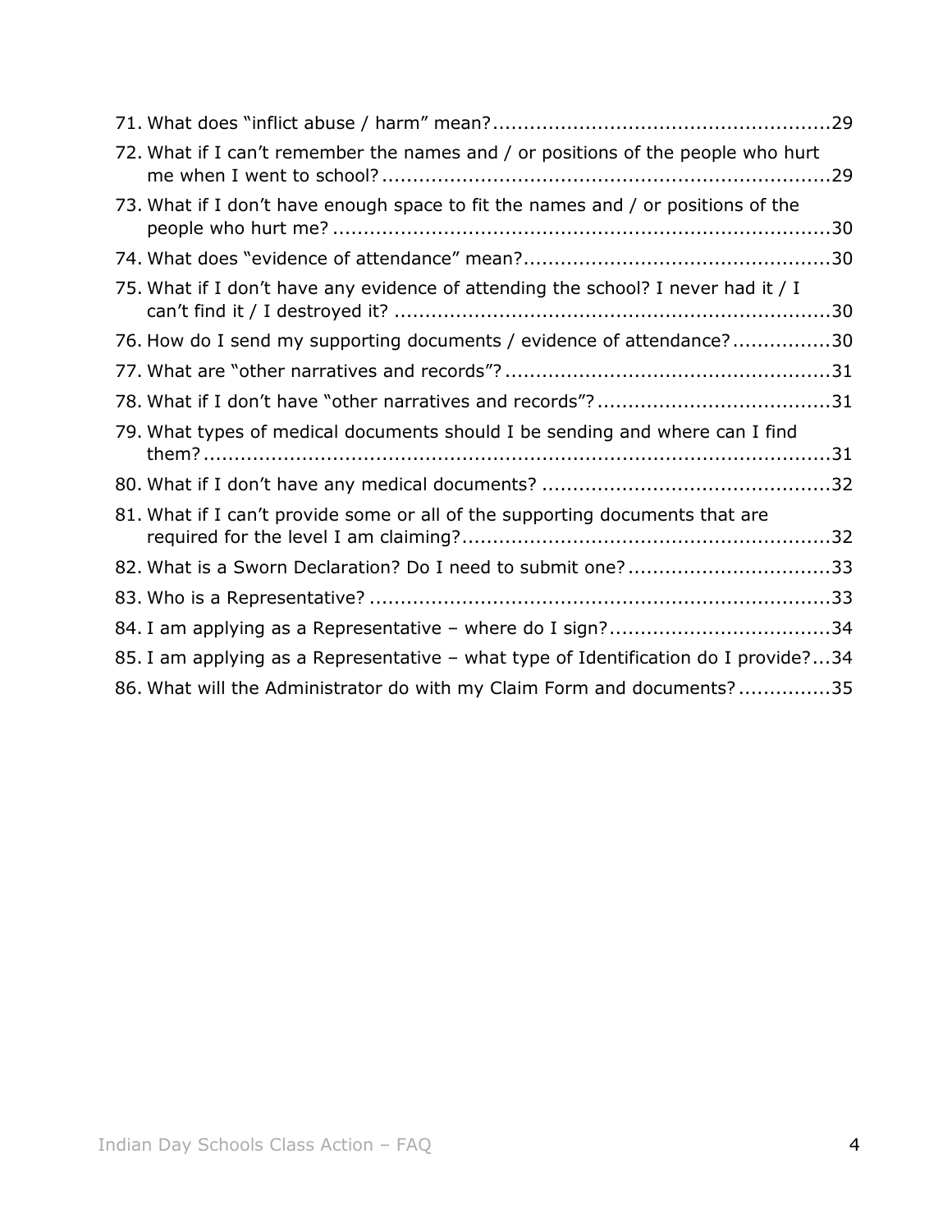71. What does "inflict abuse / harm" mean? .......................................................29
72. What if I can't remember the names and / or positions of the people who hurt me when I went to school? ........................................................................29
73. What if I don't have enough space to fit the names and / or positions of the people who hurt me? ...............................................................................30
74. What does "evidence of attendance" mean? .................................................30
75. What if I don't have any evidence of attending the school? I never had it / I can't find it / I destroyed it? .....................................................................30
76. How do I send my supporting documents / evidence of attendance? ................30
77. What are "other narratives and records"? .....................................................31
78. What if I don't have "other narratives and records"? ......................................31
79. What types of medical documents should I be sending and where can I find them? ..............................................................................................31
80. What if I don't have any medical documents? ...............................................32
81. What if I can't provide some or all of the supporting documents that are required for the level I am claiming? ............................................................32
82. What is a Sworn Declaration? Do I need to submit one? .................................33
83. Who is a Representative? ..........................................................................33
84. I am applying as a Representative – where do I sign? ....................................34
85. I am applying as a Representative – what type of Identification do I provide? ...34
86. What will the Administrator do with my Claim Form and documents? ...............35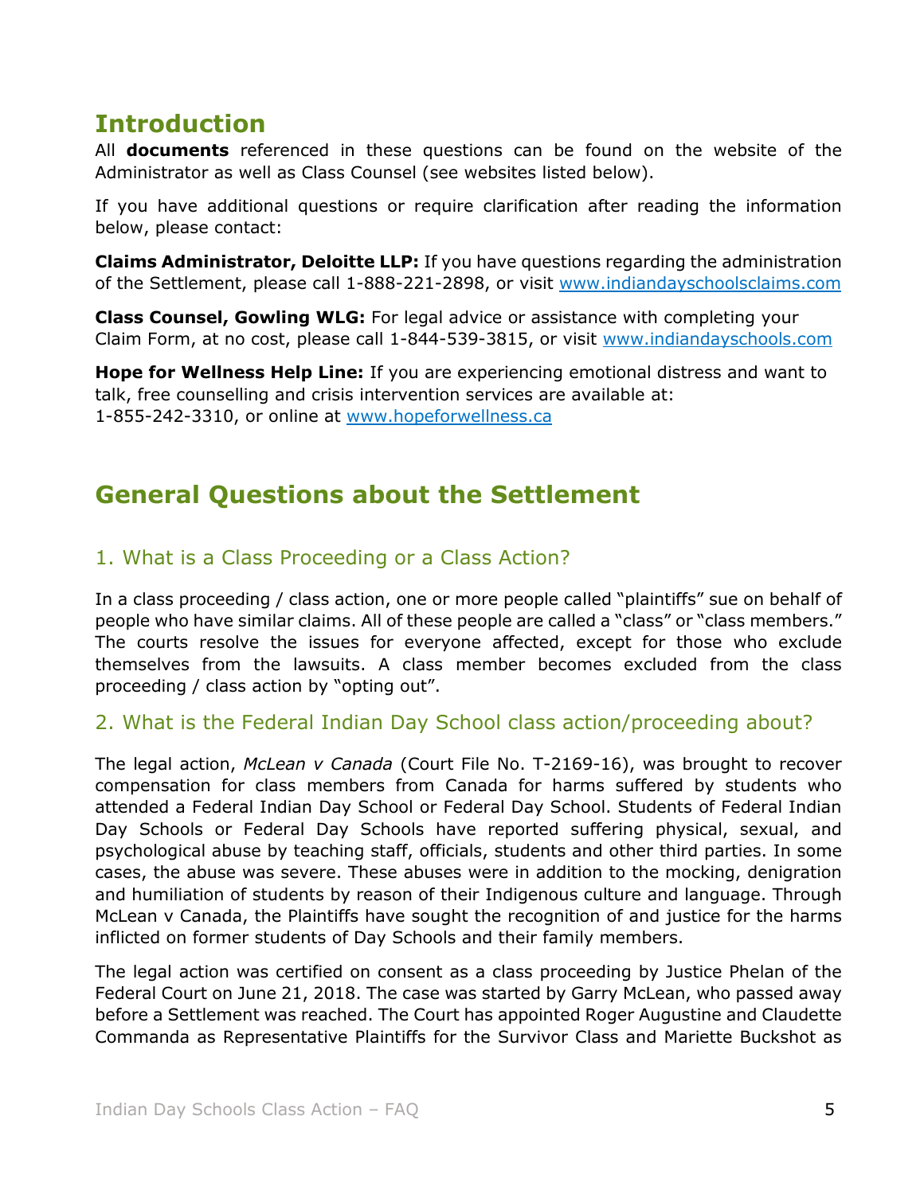## Introduction

All **documents** referenced in these questions can be found on the website of the Administrator as well as Class Counsel (see websites listed below).

If you have additional questions or require clarification after reading the information below, please contact:

**Claims Administrator, Deloitte LLP:** If you have questions regarding the administration of the Settlement, please call 1-888-221-2898, or visit www.indiandayschoolsclaims.com

**Class Counsel, Gowling WLG:** For legal advice or assistance with completing your Claim Form, at no cost, please call 1-844-539-3815, or visit www.indiandayschools.com

**Hope for Wellness Help Line:** If you are experiencing emotional distress and want to talk, free counselling and crisis intervention services are available at: 1-855-242-3310, or online at www.hopeforwellness.ca

## General Questions about the Settlement

### 1. What is a Class Proceeding or a Class Action?

In a class proceeding / class action, one or more people called "plaintiffs" sue on behalf of people who have similar claims. All of these people are called a "class" or "class members." The courts resolve the issues for everyone affected, except for those who exclude themselves from the lawsuits. A class member becomes excluded from the class proceeding / class action by "opting out".

### 2. What is the Federal Indian Day School class action/proceeding about?

The legal action, *McLean v Canada* (Court File No. T-2169-16), was brought to recover compensation for class members from Canada for harms suffered by students who attended a Federal Indian Day School or Federal Day School. Students of Federal Indian Day Schools or Federal Day Schools have reported suffering physical, sexual, and psychological abuse by teaching staff, officials, students and other third parties. In some cases, the abuse was severe. These abuses were in addition to the mocking, denigration and humiliation of students by reason of their Indigenous culture and language. Through McLean v Canada, the Plaintiffs have sought the recognition of and justice for the harms inflicted on former students of Day Schools and their family members.

The legal action was certified on consent as a class proceeding by Justice Phelan of the Federal Court on June 21, 2018. The case was started by Garry McLean, who passed away before a Settlement was reached. The Court has appointed Roger Augustine and Claudette Commanda as Representative Plaintiffs for the Survivor Class and Mariette Buckshot as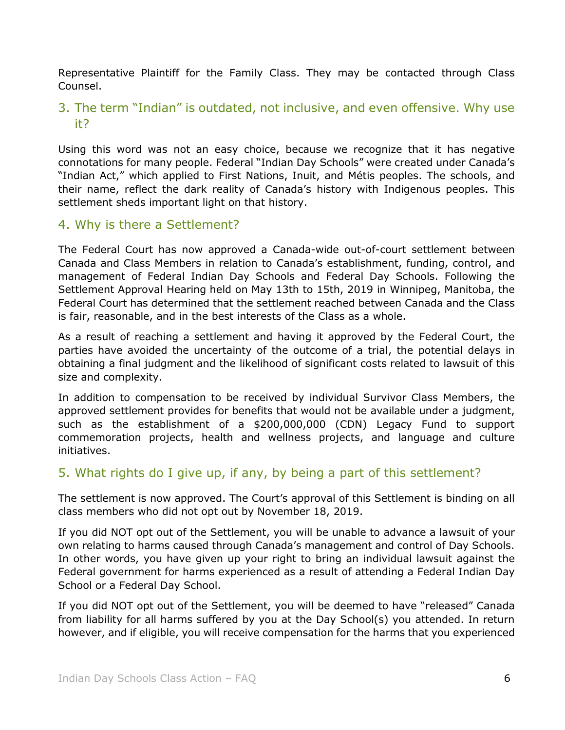Representative Plaintiff for the Family Class. They may be contacted through Class Counsel.

## 3. The term "Indian" is outdated, not inclusive, and even offensive. Why use it?

Using this word was not an easy choice, because we recognize that it has negative connotations for many people. Federal "Indian Day Schools" were created under Canada's "Indian Act," which applied to First Nations, Inuit, and Métis peoples. The schools, and their name, reflect the dark reality of Canada's history with Indigenous peoples. This settlement sheds important light on that history.

## 4. Why is there a Settlement?

The Federal Court has now approved a Canada-wide out-of-court settlement between Canada and Class Members in relation to Canada's establishment, funding, control, and management of Federal Indian Day Schools and Federal Day Schools. Following the Settlement Approval Hearing held on May 13th to 15th, 2019 in Winnipeg, Manitoba, the Federal Court has determined that the settlement reached between Canada and the Class is fair, reasonable, and in the best interests of the Class as a whole.

As a result of reaching a settlement and having it approved by the Federal Court, the parties have avoided the uncertainty of the outcome of a trial, the potential delays in obtaining a final judgment and the likelihood of significant costs related to lawsuit of this size and complexity.

In addition to compensation to be received by individual Survivor Class Members, the approved settlement provides for benefits that would not be available under a judgment, such as the establishment of a $200,000,000 (CDN) Legacy Fund to support commemoration projects, health and wellness projects, and language and culture initiatives.

## 5. What rights do I give up, if any, by being a part of this settlement?

The settlement is now approved. The Court's approval of this Settlement is binding on all class members who did not opt out by November 18, 2019.

If you did NOT opt out of the Settlement, you will be unable to advance a lawsuit of your own relating to harms caused through Canada's management and control of Day Schools. In other words, you have given up your right to bring an individual lawsuit against the Federal government for harms experienced as a result of attending a Federal Indian Day School or a Federal Day School.

If you did NOT opt out of the Settlement, you will be deemed to have "released" Canada from liability for all harms suffered by you at the Day School(s) you attended. In return however, and if eligible, you will receive compensation for the harms that you experienced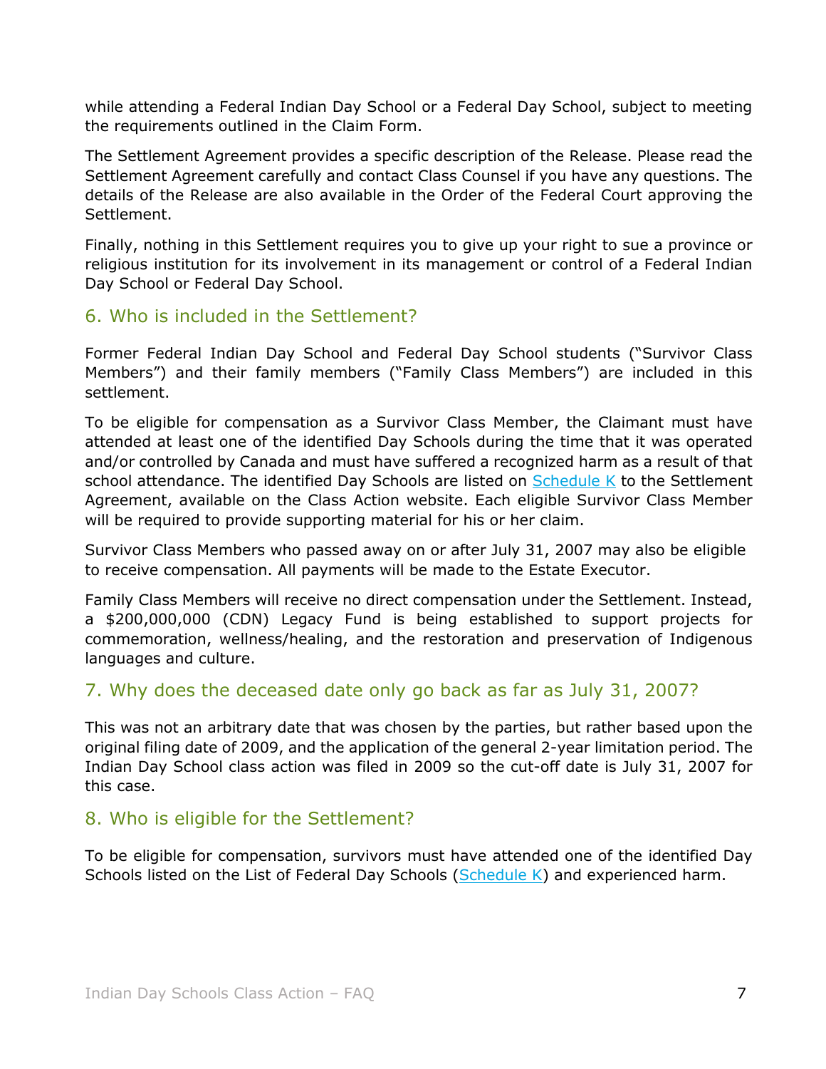while attending a Federal Indian Day School or a Federal Day School, subject to meeting the requirements outlined in the Claim Form.

The Settlement Agreement provides a specific description of the Release. Please read the Settlement Agreement carefully and contact Class Counsel if you have any questions. The details of the Release are also available in the Order of the Federal Court approving the Settlement.

Finally, nothing in this Settlement requires you to give up your right to sue a province or religious institution for its involvement in its management or control of a Federal Indian Day School or Federal Day School.

## 6. Who is included in the Settlement?

Former Federal Indian Day School and Federal Day School students ("Survivor Class Members") and their family members ("Family Class Members") are included in this settlement.

To be eligible for compensation as a Survivor Class Member, the Claimant must have attended at least one of the identified Day Schools during the time that it was operated and/or controlled by Canada and must have suffered a recognized harm as a result of that school attendance. The identified Day Schools are listed on Schedule K to the Settlement Agreement, available on the Class Action website. Each eligible Survivor Class Member will be required to provide supporting material for his or her claim.

Survivor Class Members who passed away on or after July 31, 2007 may also be eligible to receive compensation. All payments will be made to the Estate Executor.

Family Class Members will receive no direct compensation under the Settlement. Instead, a $200,000,000 (CDN) Legacy Fund is being established to support projects for commemoration, wellness/healing, and the restoration and preservation of Indigenous languages and culture.

## 7. Why does the deceased date only go back as far as July 31, 2007?

This was not an arbitrary date that was chosen by the parties, but rather based upon the original filing date of 2009, and the application of the general 2-year limitation period. The Indian Day School class action was filed in 2009 so the cut-off date is July 31, 2007 for this case.

## 8. Who is eligible for the Settlement?

To be eligible for compensation, survivors must have attended one of the identified Day Schools listed on the List of Federal Day Schools (Schedule K) and experienced harm.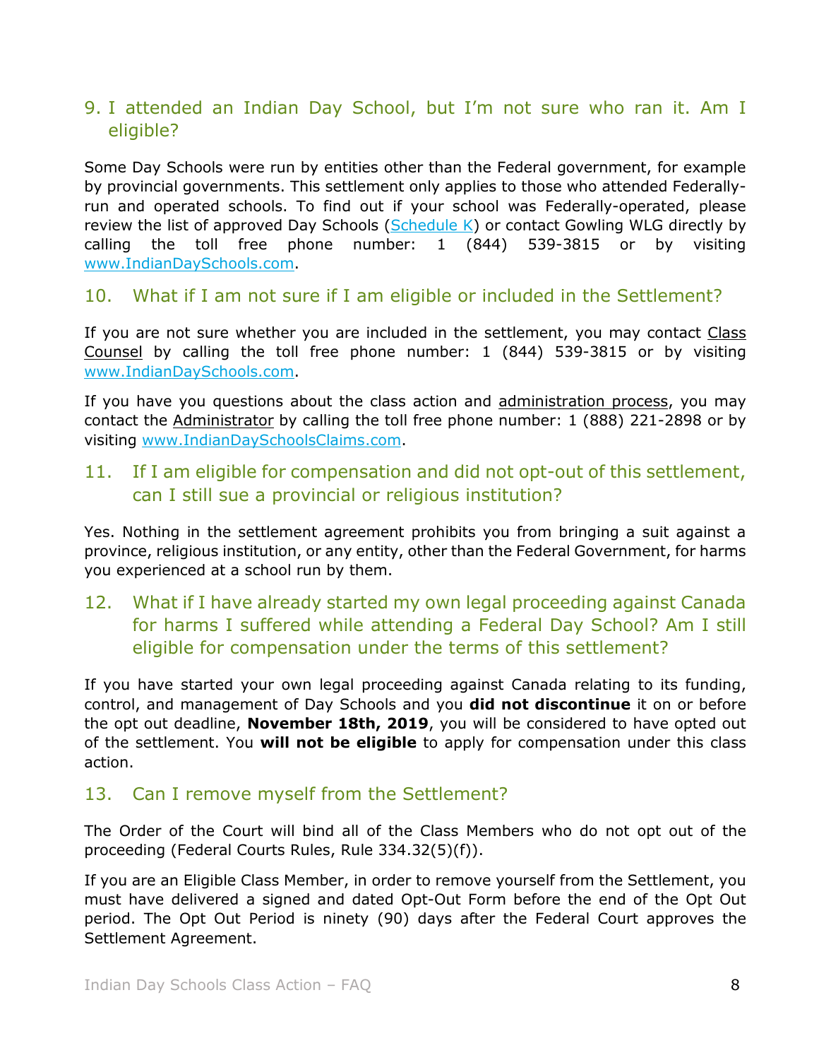## 9. I attended an Indian Day School, but I'm not sure who ran it. Am I eligible?

Some Day Schools were run by entities other than the Federal government, for example by provincial governments. This settlement only applies to those who attended Federally-run and operated schools. To find out if your school was Federally-operated, please review the list of approved Day Schools (Schedule K) or contact Gowling WLG directly by calling the toll free phone number: 1 (844) 539-3815 or by visiting www.IndianDaySchools.com.

## 10. What if I am not sure if I am eligible or included in the Settlement?

If you are not sure whether you are included in the settlement, you may contact Class Counsel by calling the toll free phone number: 1 (844) 539-3815 or by visiting www.IndianDaySchools.com.

If you have you questions about the class action and administration process, you may contact the Administrator by calling the toll free phone number: 1 (888) 221-2898 or by visiting www.IndianDaySchoolsClaims.com.

## 11. If I am eligible for compensation and did not opt-out of this settlement, can I still sue a provincial or religious institution?

Yes. Nothing in the settlement agreement prohibits you from bringing a suit against a province, religious institution, or any entity, other than the Federal Government, for harms you experienced at a school run by them.

## 12. What if I have already started my own legal proceeding against Canada for harms I suffered while attending a Federal Day School? Am I still eligible for compensation under the terms of this settlement?

If you have started your own legal proceeding against Canada relating to its funding, control, and management of Day Schools and you **did not discontinue** it on or before the opt out deadline, **November 18th, 2019**, you will be considered to have opted out of the settlement. You **will not be eligible** to apply for compensation under this class action.

## 13. Can I remove myself from the Settlement?

The Order of the Court will bind all of the Class Members who do not opt out of the proceeding (Federal Courts Rules, Rule 334.32(5)(f)).

If you are an Eligible Class Member, in order to remove yourself from the Settlement, you must have delivered a signed and dated Opt-Out Form before the end of the Opt Out period. The Opt Out Period is ninety (90) days after the Federal Court approves the Settlement Agreement.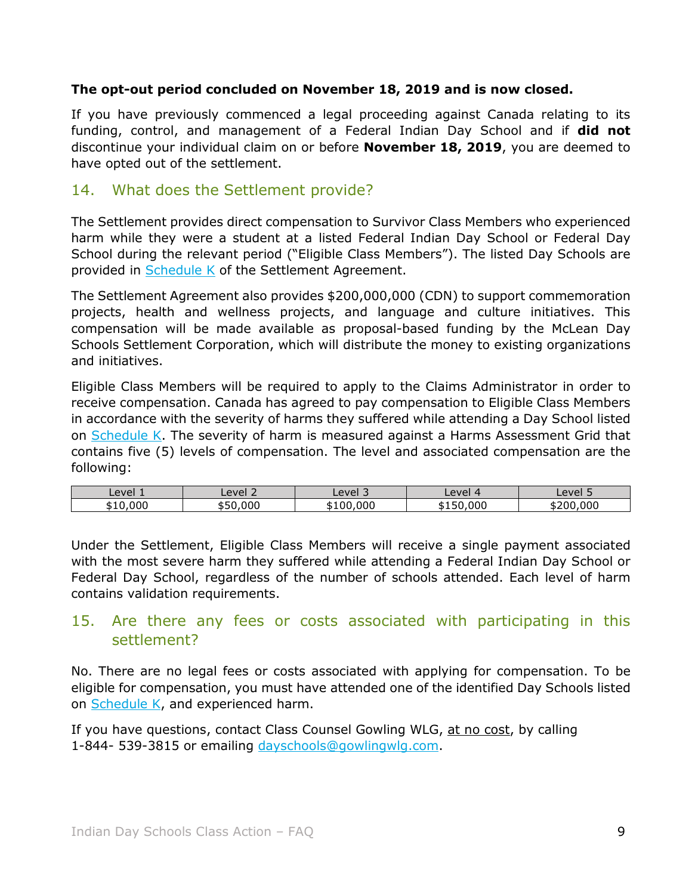**The opt-out period concluded on November 18, 2019 and is now closed.**

If you have previously commenced a legal proceeding against Canada relating to its funding, control, and management of a Federal Indian Day School and if **did not** discontinue your individual claim on or before **November 18, 2019**, you are deemed to have opted out of the settlement.

## 14. What does the Settlement provide?

The Settlement provides direct compensation to Survivor Class Members who experienced harm while they were a student at a listed Federal Indian Day School or Federal Day School during the relevant period ("Eligible Class Members"). The listed Day Schools are provided in Schedule K of the Settlement Agreement.

The Settlement Agreement also provides $200,000,000 (CDN) to support commemoration projects, health and wellness projects, and language and culture initiatives. This compensation will be made available as proposal-based funding by the McLean Day Schools Settlement Corporation, which will distribute the money to existing organizations and initiatives.

Eligible Class Members will be required to apply to the Claims Administrator in order to receive compensation. Canada has agreed to pay compensation to Eligible Class Members in accordance with the severity of harms they suffered while attending a Day School listed on Schedule K. The severity of harm is measured against a Harms Assessment Grid that contains five (5) levels of compensation. The level and associated compensation are the following:

| Level 1 | Level 2 | Level 3 | Level 4 | Level 5 |
|---|---|---|---|---|
| $10,000 | $50,000 | $100,000 | $150,000 | $200,000 |

Under the Settlement, Eligible Class Members will receive a single payment associated with the most severe harm they suffered while attending a Federal Indian Day School or Federal Day School, regardless of the number of schools attended. Each level of harm contains validation requirements.

## 15. Are there any fees or costs associated with participating in this settlement?

No. There are no legal fees or costs associated with applying for compensation. To be eligible for compensation, you must have attended one of the identified Day Schools listed on Schedule K, and experienced harm.

If you have questions, contact Class Counsel Gowling WLG, at no cost, by calling 1-844- 539-3815 or emailing dayschools@gowlingwlg.com.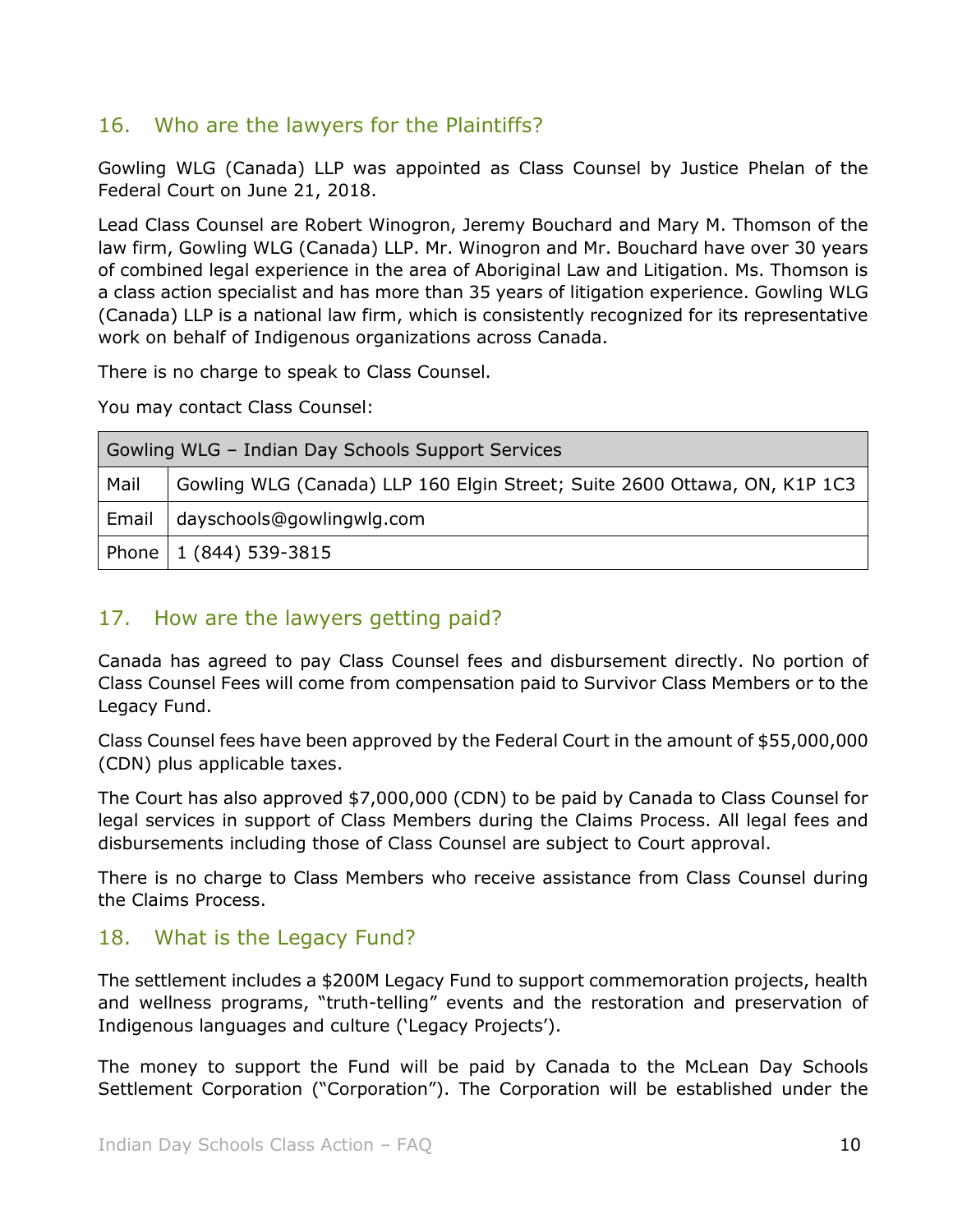## 16. Who are the lawyers for the Plaintiffs?

Gowling WLG (Canada) LLP was appointed as Class Counsel by Justice Phelan of the Federal Court on June 21, 2018.

Lead Class Counsel are Robert Winogron, Jeremy Bouchard and Mary M. Thomson of the law firm, Gowling WLG (Canada) LLP. Mr. Winogron and Mr. Bouchard have over 30 years of combined legal experience in the area of Aboriginal Law and Litigation. Ms. Thomson is a class action specialist and has more than 35 years of litigation experience. Gowling WLG (Canada) LLP is a national law firm, which is consistently recognized for its representative work on behalf of Indigenous organizations across Canada.

There is no charge to speak to Class Counsel.

You may contact Class Counsel:

| Gowling WLG – Indian Day Schools Support Services | |
|---|---|
| Mail | Gowling WLG (Canada) LLP 160 Elgin Street; Suite 2600 Ottawa, ON, K1P 1C3 |
| Email | dayschools@gowlingwlg.com |
| Phone | 1 (844) 539-3815 |

## 17. How are the lawyers getting paid?

Canada has agreed to pay Class Counsel fees and disbursement directly. No portion of Class Counsel Fees will come from compensation paid to Survivor Class Members or to the Legacy Fund.

Class Counsel fees have been approved by the Federal Court in the amount of $55,000,000 (CDN) plus applicable taxes.

The Court has also approved $7,000,000 (CDN) to be paid by Canada to Class Counsel for legal services in support of Class Members during the Claims Process. All legal fees and disbursements including those of Class Counsel are subject to Court approval.

There is no charge to Class Members who receive assistance from Class Counsel during the Claims Process.

## 18. What is the Legacy Fund?

The settlement includes a $200M Legacy Fund to support commemoration projects, health and wellness programs, "truth-telling" events and the restoration and preservation of Indigenous languages and culture ('Legacy Projects').

The money to support the Fund will be paid by Canada to the McLean Day Schools Settlement Corporation ("Corporation"). The Corporation will be established under the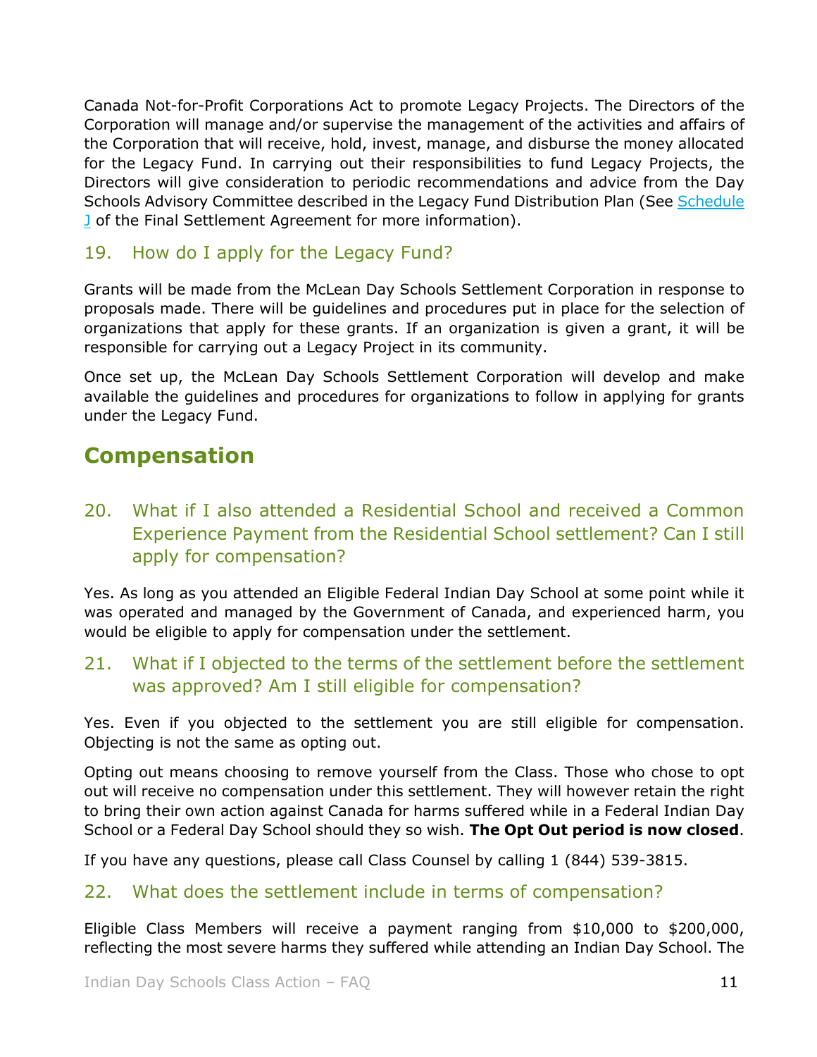Canada Not-for-Profit Corporations Act to promote Legacy Projects. The Directors of the Corporation will manage and/or supervise the management of the activities and affairs of the Corporation that will receive, hold, invest, manage, and disburse the money allocated for the Legacy Fund. In carrying out their responsibilities to fund Legacy Projects, the Directors will give consideration to periodic recommendations and advice from the Day Schools Advisory Committee described in the Legacy Fund Distribution Plan (See Schedule J of the Final Settlement Agreement for more information).

### 19. How do I apply for the Legacy Fund?

Grants will be made from the McLean Day Schools Settlement Corporation in response to proposals made. There will be guidelines and procedures put in place for the selection of organizations that apply for these grants. If an organization is given a grant, it will be responsible for carrying out a Legacy Project in its community.

Once set up, the McLean Day Schools Settlement Corporation will develop and make available the guidelines and procedures for organizations to follow in applying for grants under the Legacy Fund.

## Compensation

### 20. What if I also attended a Residential School and received a Common Experience Payment from the Residential School settlement? Can I still apply for compensation?

Yes. As long as you attended an Eligible Federal Indian Day School at some point while it was operated and managed by the Government of Canada, and experienced harm, you would be eligible to apply for compensation under the settlement.

### 21. What if I objected to the terms of the settlement before the settlement was approved? Am I still eligible for compensation?

Yes. Even if you objected to the settlement you are still eligible for compensation. Objecting is not the same as opting out.

Opting out means choosing to remove yourself from the Class. Those who chose to opt out will receive no compensation under this settlement. They will however retain the right to bring their own action against Canada for harms suffered while in a Federal Indian Day School or a Federal Day School should they so wish. **The Opt Out period is now closed**.

If you have any questions, please call Class Counsel by calling 1 (844) 539-3815.

### 22. What does the settlement include in terms of compensation?

Eligible Class Members will receive a payment ranging from $10,000 to $200,000, reflecting the most severe harms they suffered while attending an Indian Day School. The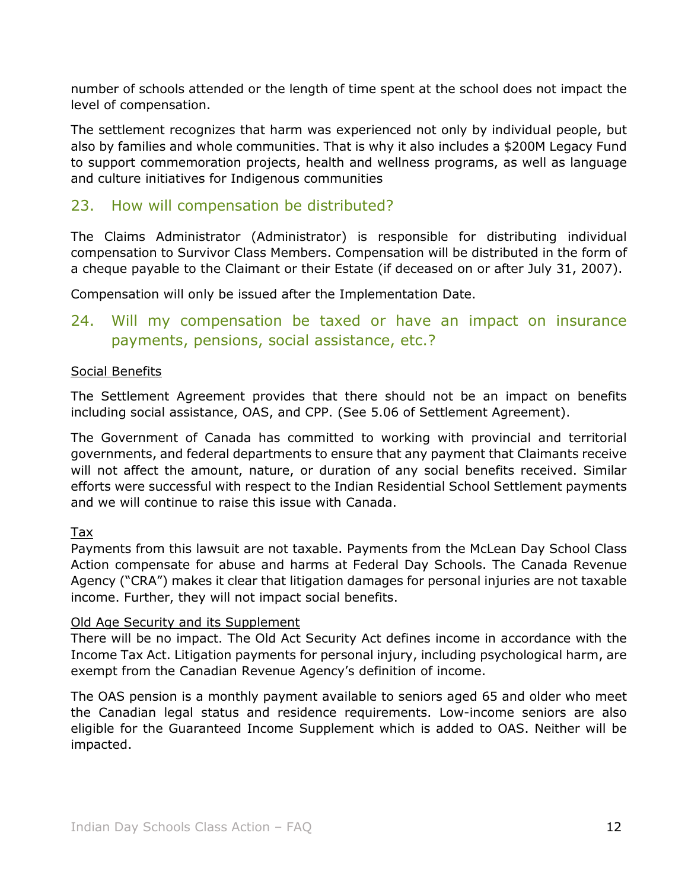number of schools attended or the length of time spent at the school does not impact the level of compensation.

The settlement recognizes that harm was experienced not only by individual people, but also by families and whole communities. That is why it also includes a $200M Legacy Fund to support commemoration projects, health and wellness programs, as well as language and culture initiatives for Indigenous communities

## 23. How will compensation be distributed?

The Claims Administrator (Administrator) is responsible for distributing individual compensation to Survivor Class Members. Compensation will be distributed in the form of a cheque payable to the Claimant or their Estate (if deceased on or after July 31, 2007).

Compensation will only be issued after the Implementation Date.

## 24. Will my compensation be taxed or have an impact on insurance payments, pensions, social assistance, etc.?

<u>Social Benefits</u>

The Settlement Agreement provides that there should not be an impact on benefits including social assistance, OAS, and CPP. (See 5.06 of Settlement Agreement).

The Government of Canada has committed to working with provincial and territorial governments, and federal departments to ensure that any payment that Claimants receive will not affect the amount, nature, or duration of any social benefits received. Similar efforts were successful with respect to the Indian Residential School Settlement payments and we will continue to raise this issue with Canada.

<u>Tax</u>
Payments from this lawsuit are not taxable. Payments from the McLean Day School Class Action compensate for abuse and harms at Federal Day Schools. The Canada Revenue Agency ("CRA") makes it clear that litigation damages for personal injuries are not taxable income. Further, they will not impact social benefits.

<u>Old Age Security and its Supplement</u>
There will be no impact. The Old Act Security Act defines income in accordance with the Income Tax Act. Litigation payments for personal injury, including psychological harm, are exempt from the Canadian Revenue Agency's definition of income.

The OAS pension is a monthly payment available to seniors aged 65 and older who meet the Canadian legal status and residence requirements. Low-income seniors are also eligible for the Guaranteed Income Supplement which is added to OAS. Neither will be impacted.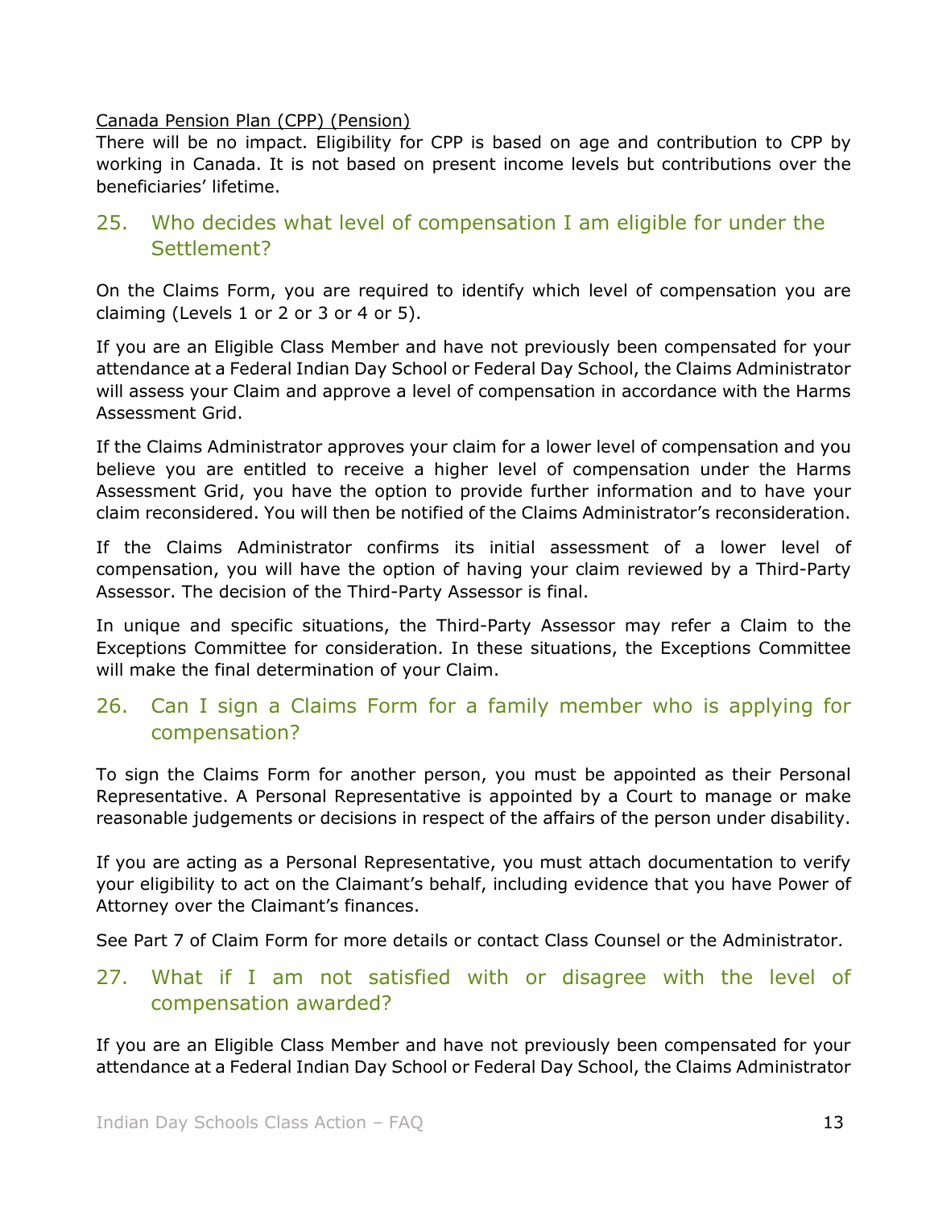Canada Pension Plan (CPP) (Pension)

There will be no impact. Eligibility for CPP is based on age and contribution to CPP by working in Canada. It is not based on present income levels but contributions over the beneficiaries' lifetime.

## 25. Who decides what level of compensation I am eligible for under the Settlement?

On the Claims Form, you are required to identify which level of compensation you are claiming (Levels 1 or 2 or 3 or 4 or 5).

If you are an Eligible Class Member and have not previously been compensated for your attendance at a Federal Indian Day School or Federal Day School, the Claims Administrator will assess your Claim and approve a level of compensation in accordance with the Harms Assessment Grid.

If the Claims Administrator approves your claim for a lower level of compensation and you believe you are entitled to receive a higher level of compensation under the Harms Assessment Grid, you have the option to provide further information and to have your claim reconsidered. You will then be notified of the Claims Administrator's reconsideration.

If the Claims Administrator confirms its initial assessment of a lower level of compensation, you will have the option of having your claim reviewed by a Third-Party Assessor. The decision of the Third-Party Assessor is final.

In unique and specific situations, the Third-Party Assessor may refer a Claim to the Exceptions Committee for consideration. In these situations, the Exceptions Committee will make the final determination of your Claim.

## 26. Can I sign a Claims Form for a family member who is applying for compensation?

To sign the Claims Form for another person, you must be appointed as their Personal Representative. A Personal Representative is appointed by a Court to manage or make reasonable judgements or decisions in respect of the affairs of the person under disability.

If you are acting as a Personal Representative, you must attach documentation to verify your eligibility to act on the Claimant's behalf, including evidence that you have Power of Attorney over the Claimant's finances.

See Part 7 of Claim Form for more details or contact Class Counsel or the Administrator.

## 27. What if I am not satisfied with or disagree with the level of compensation awarded?

If you are an Eligible Class Member and have not previously been compensated for your attendance at a Federal Indian Day School or Federal Day School, the Claims Administrator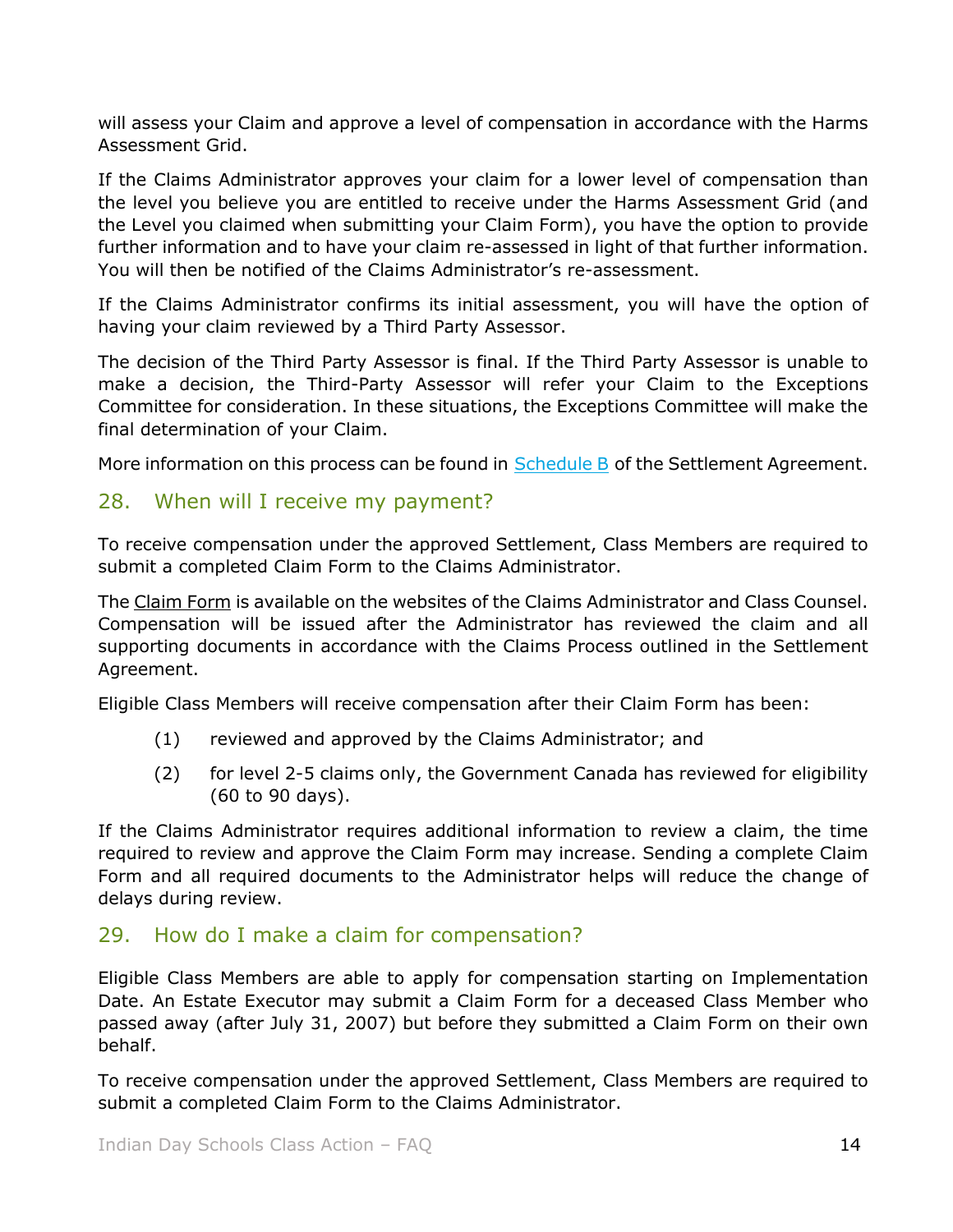will assess your Claim and approve a level of compensation in accordance with the Harms Assessment Grid.

If the Claims Administrator approves your claim for a lower level of compensation than the level you believe you are entitled to receive under the Harms Assessment Grid (and the Level you claimed when submitting your Claim Form), you have the option to provide further information and to have your claim re-assessed in light of that further information. You will then be notified of the Claims Administrator's re-assessment.

If the Claims Administrator confirms its initial assessment, you will have the option of having your claim reviewed by a Third Party Assessor.

The decision of the Third Party Assessor is final. If the Third Party Assessor is unable to make a decision, the Third-Party Assessor will refer your Claim to the Exceptions Committee for consideration. In these situations, the Exceptions Committee will make the final determination of your Claim.

More information on this process can be found in Schedule B of the Settlement Agreement.

## 28. When will I receive my payment?

To receive compensation under the approved Settlement, Class Members are required to submit a completed Claim Form to the Claims Administrator.

The Claim Form is available on the websites of the Claims Administrator and Class Counsel. Compensation will be issued after the Administrator has reviewed the claim and all supporting documents in accordance with the Claims Process outlined in the Settlement Agreement.

Eligible Class Members will receive compensation after their Claim Form has been:

(1) reviewed and approved by the Claims Administrator; and

(2) for level 2-5 claims only, the Government Canada has reviewed for eligibility (60 to 90 days).

If the Claims Administrator requires additional information to review a claim, the time required to review and approve the Claim Form may increase. Sending a complete Claim Form and all required documents to the Administrator helps will reduce the change of delays during review.

## 29. How do I make a claim for compensation?

Eligible Class Members are able to apply for compensation starting on Implementation Date. An Estate Executor may submit a Claim Form for a deceased Class Member who passed away (after July 31, 2007) but before they submitted a Claim Form on their own behalf.

To receive compensation under the approved Settlement, Class Members are required to submit a completed Claim Form to the Claims Administrator.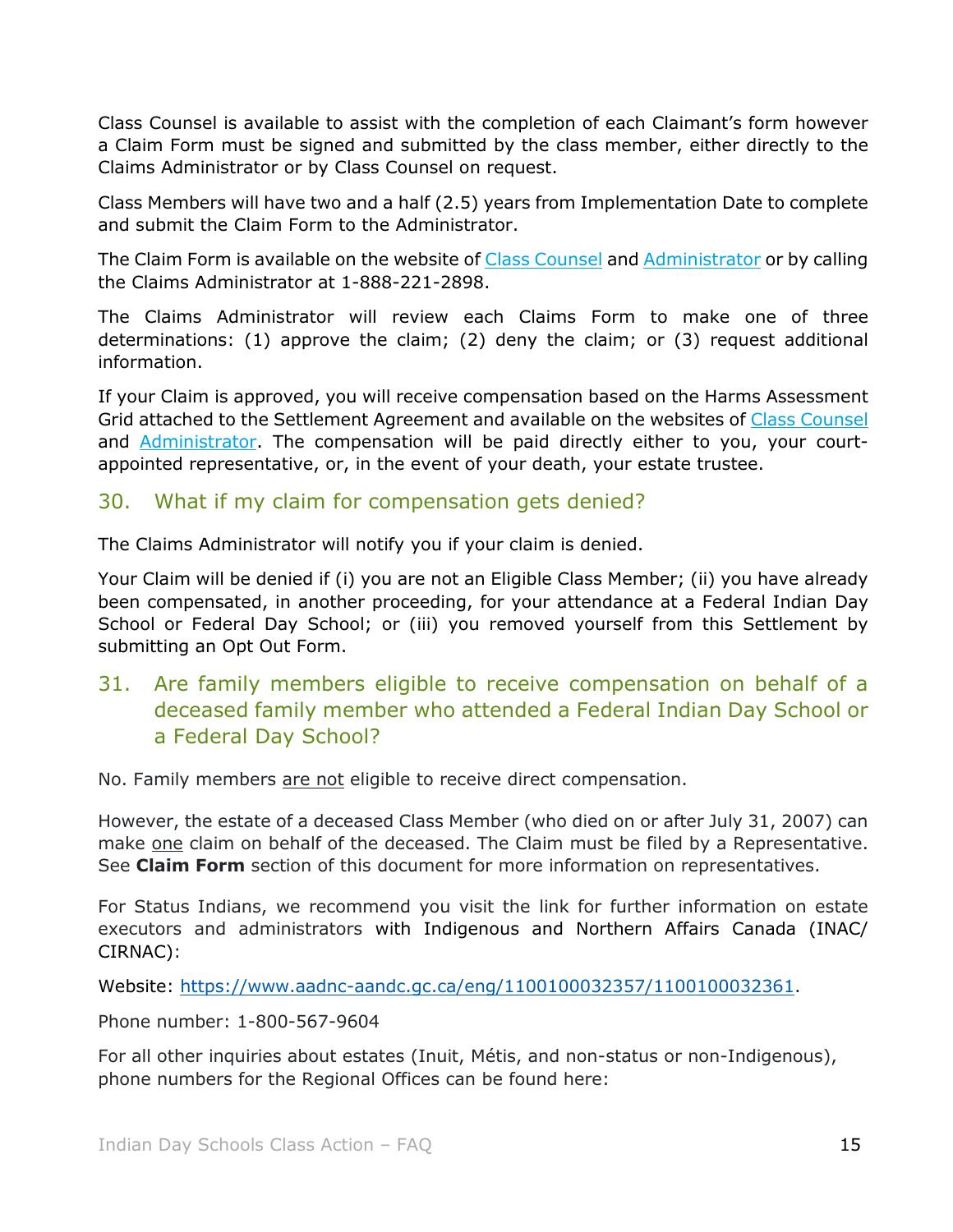Class Counsel is available to assist with the completion of each Claimant's form however a Claim Form must be signed and submitted by the class member, either directly to the Claims Administrator or by Class Counsel on request.

Class Members will have two and a half (2.5) years from Implementation Date to complete and submit the Claim Form to the Administrator.

The Claim Form is available on the website of [Class Counsel] and [Administrator] or by calling the Claims Administrator at 1-888-221-2898.

The Claims Administrator will review each Claims Form to make one of three determinations: (1) approve the claim; (2) deny the claim; or (3) request additional information.

If your Claim is approved, you will receive compensation based on the Harms Assessment Grid attached to the Settlement Agreement and available on the websites of [Class Counsel] and [Administrator]. The compensation will be paid directly either to you, your court-appointed representative, or, in the event of your death, your estate trustee.

## 30. What if my claim for compensation gets denied?

The Claims Administrator will notify you if your claim is denied.

Your Claim will be denied if (i) you are not an Eligible Class Member; (ii) you have already been compensated, in another proceeding, for your attendance at a Federal Indian Day School or Federal Day School; or (iii) you removed yourself from this Settlement by submitting an Opt Out Form.

## 31. Are family members eligible to receive compensation on behalf of a deceased family member who attended a Federal Indian Day School or a Federal Day School?

No. Family members are not eligible to receive direct compensation.

However, the estate of a deceased Class Member (who died on or after July 31, 2007) can make one claim on behalf of the deceased. The Claim must be filed by a Representative. See **Claim Form** section of this document for more information on representatives.

For Status Indians, we recommend you visit the link for further information on estate executors and administrators with Indigenous and Northern Affairs Canada (INAC/ CIRNAC):

Website: https://www.aadnc-aandc.gc.ca/eng/1100100032357/1100100032361.

Phone number: 1-800-567-9604

For all other inquiries about estates (Inuit, Métis, and non-status or non-Indigenous), phone numbers for the Regional Offices can be found here: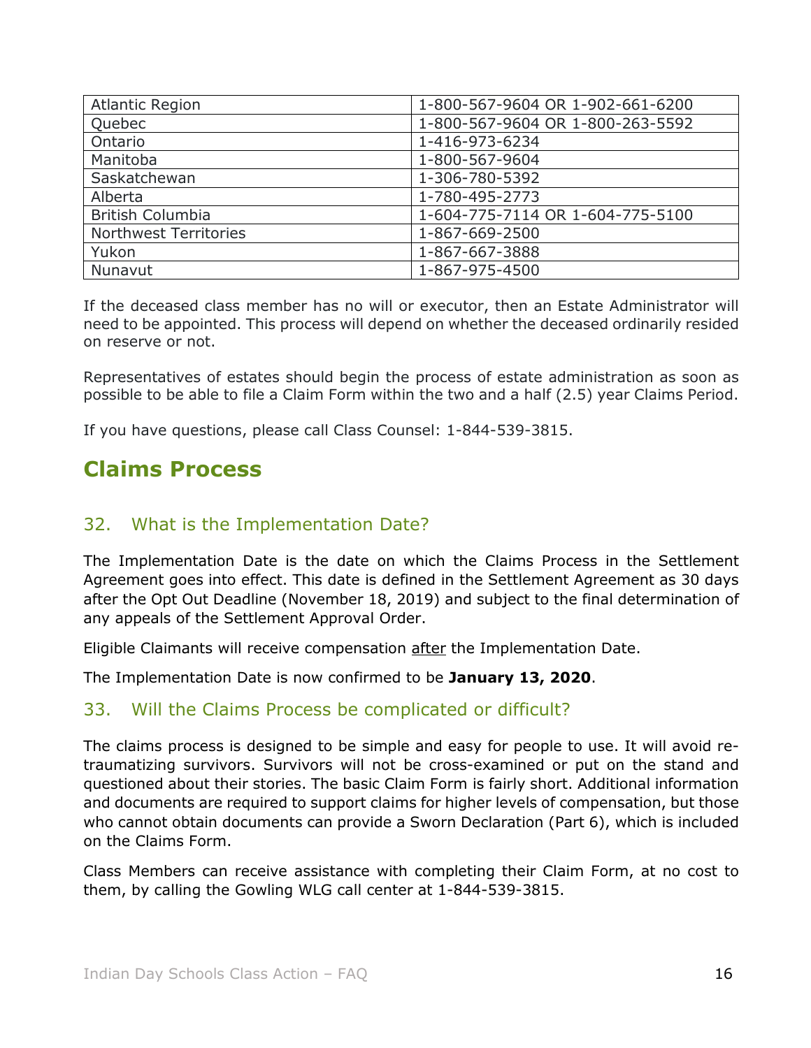| Atlantic Region | 1-800-567-9604 OR 1-902-661-6200 |
|---|---|
| Quebec | 1-800-567-9604 OR 1-800-263-5592 |
| Ontario | 1-416-973-6234 |
| Manitoba | 1-800-567-9604 |
| Saskatchewan | 1-306-780-5392 |
| Alberta | 1-780-495-2773 |
| British Columbia | 1-604-775-7114 OR 1-604-775-5100 |
| Northwest Territories | 1-867-669-2500 |
| Yukon | 1-867-667-3888 |
| Nunavut | 1-867-975-4500 |

If the deceased class member has no will or executor, then an Estate Administrator will need to be appointed. This process will depend on whether the deceased ordinarily resided on reserve or not.

Representatives of estates should begin the process of estate administration as soon as possible to be able to file a Claim Form within the two and a half (2.5) year Claims Period.

If you have questions, please call Class Counsel: 1-844-539-3815.

## Claims Process

### 32. What is the Implementation Date?

The Implementation Date is the date on which the Claims Process in the Settlement Agreement goes into effect. This date is defined in the Settlement Agreement as 30 days after the Opt Out Deadline (November 18, 2019) and subject to the final determination of any appeals of the Settlement Approval Order.

Eligible Claimants will receive compensation after the Implementation Date.

The Implementation Date is now confirmed to be **January 13, 2020**.

### 33. Will the Claims Process be complicated or difficult?

The claims process is designed to be simple and easy for people to use. It will avoid re-traumatizing survivors. Survivors will not be cross-examined or put on the stand and questioned about their stories. The basic Claim Form is fairly short. Additional information and documents are required to support claims for higher levels of compensation, but those who cannot obtain documents can provide a Sworn Declaration (Part 6), which is included on the Claims Form.

Class Members can receive assistance with completing their Claim Form, at no cost to them, by calling the Gowling WLG call center at 1-844-539-3815.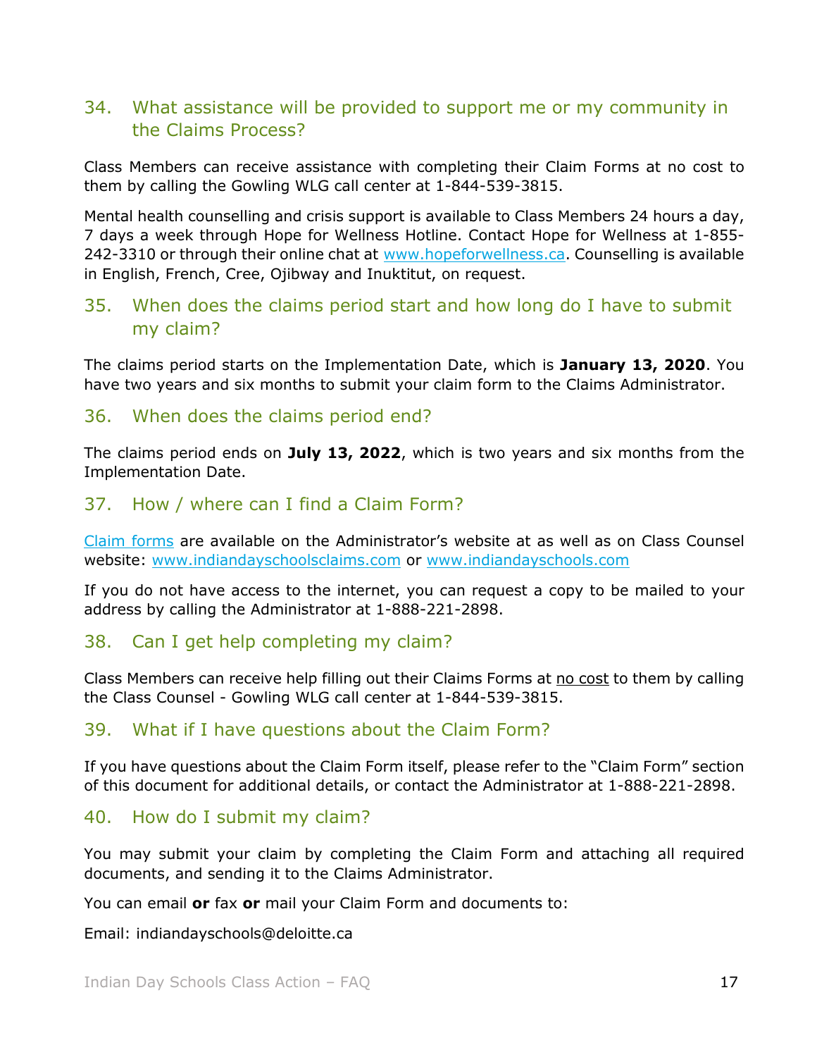## 34. What assistance will be provided to support me or my community in the Claims Process?

Class Members can receive assistance with completing their Claim Forms at no cost to them by calling the Gowling WLG call center at 1-844-539-3815.

Mental health counselling and crisis support is available to Class Members 24 hours a day, 7 days a week through Hope for Wellness Hotline. Contact Hope for Wellness at 1-855-242-3310 or through their online chat at [www.hopeforwellness.ca](http://www.hopeforwellness.ca). Counselling is available in English, French, Cree, Ojibway and Inuktitut, on request.

## 35. When does the claims period start and how long do I have to submit my claim?

The claims period starts on the Implementation Date, which is **January 13, 2020**. You have two years and six months to submit your claim form to the Claims Administrator.

## 36. When does the claims period end?

The claims period ends on **July 13, 2022**, which is two years and six months from the Implementation Date.

## 37. How / where can I find a Claim Form?

[Claim forms]() are available on the Administrator's website at as well as on Class Counsel website: [www.indiandayschoolsclaims.com](http://www.indiandayschoolsclaims.com) or [www.indiandayschools.com](http://www.indiandayschools.com)

If you do not have access to the internet, you can request a copy to be mailed to your address by calling the Administrator at 1-888-221-2898.

## 38. Can I get help completing my claim?

Class Members can receive help filling out their Claims Forms at <u>no cost</u> to them by calling the Class Counsel - Gowling WLG call center at 1-844-539-3815.

## 39. What if I have questions about the Claim Form?

If you have questions about the Claim Form itself, please refer to the "Claim Form" section of this document for additional details, or contact the Administrator at 1-888-221-2898.

## 40. How do I submit my claim?

You may submit your claim by completing the Claim Form and attaching all required documents, and sending it to the Claims Administrator.

You can email **or** fax **or** mail your Claim Form and documents to:

Email: indiandayschools@deloitte.ca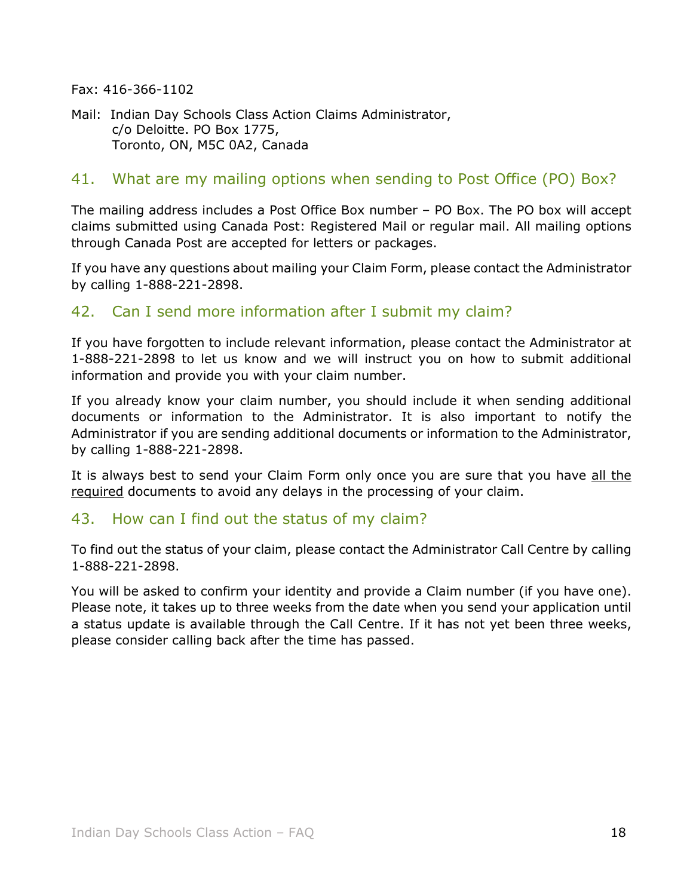Fax: 416-366-1102

Mail: Indian Day Schools Class Action Claims Administrator,
c/o Deloitte. PO Box 1775,
Toronto, ON, M5C 0A2, Canada

## 41. What are my mailing options when sending to Post Office (PO) Box?

The mailing address includes a Post Office Box number – PO Box. The PO box will accept claims submitted using Canada Post: Registered Mail or regular mail. All mailing options through Canada Post are accepted for letters or packages.

If you have any questions about mailing your Claim Form, please contact the Administrator by calling 1-888-221-2898.

## 42. Can I send more information after I submit my claim?

If you have forgotten to include relevant information, please contact the Administrator at 1-888-221-2898 to let us know and we will instruct you on how to submit additional information and provide you with your claim number.

If you already know your claim number, you should include it when sending additional documents or information to the Administrator. It is also important to notify the Administrator if you are sending additional documents or information to the Administrator, by calling 1-888-221-2898.

It is always best to send your Claim Form only once you are sure that you have all the required documents to avoid any delays in the processing of your claim.

## 43. How can I find out the status of my claim?

To find out the status of your claim, please contact the Administrator Call Centre by calling 1-888-221-2898.

You will be asked to confirm your identity and provide a Claim number (if you have one). Please note, it takes up to three weeks from the date when you send your application until a status update is available through the Call Centre. If it has not yet been three weeks, please consider calling back after the time has passed.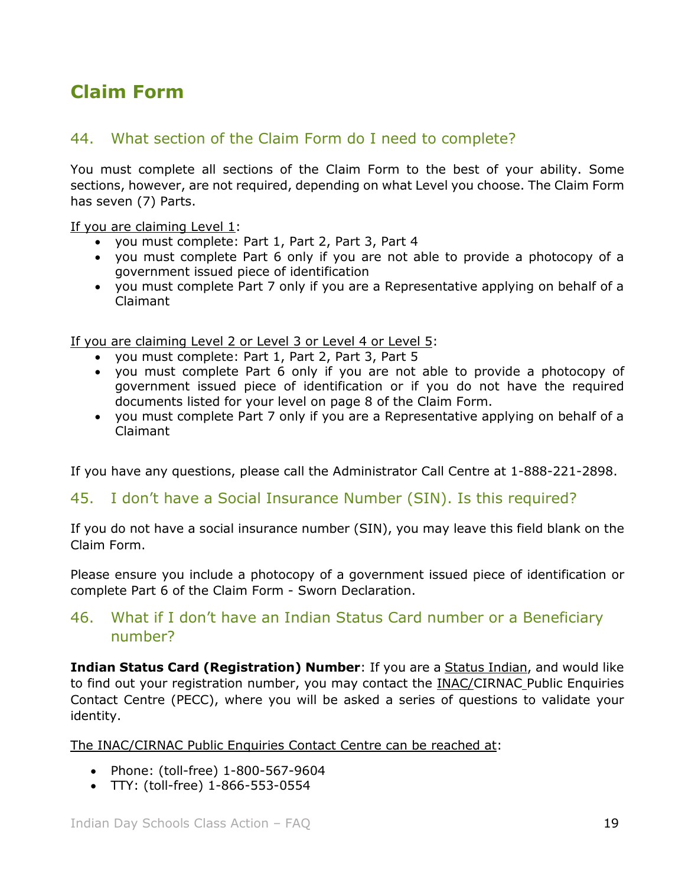# Claim Form

## 44. What section of the Claim Form do I need to complete?

You must complete all sections of the Claim Form to the best of your ability. Some sections, however, are not required, depending on what Level you choose. The Claim Form has seven (7) Parts.

If you are claiming Level 1:

- you must complete: Part 1, Part 2, Part 3, Part 4
- you must complete Part 6 only if you are not able to provide a photocopy of a government issued piece of identification
- you must complete Part 7 only if you are a Representative applying on behalf of a Claimant

If you are claiming Level 2 or Level 3 or Level 4 or Level 5:

- you must complete: Part 1, Part 2, Part 3, Part 5
- you must complete Part 6 only if you are not able to provide a photocopy of government issued piece of identification or if you do not have the required documents listed for your level on page 8 of the Claim Form.
- you must complete Part 7 only if you are a Representative applying on behalf of a Claimant

If you have any questions, please call the Administrator Call Centre at 1-888-221-2898.

## 45. I don't have a Social Insurance Number (SIN). Is this required?

If you do not have a social insurance number (SIN), you may leave this field blank on the Claim Form.

Please ensure you include a photocopy of a government issued piece of identification or complete Part 6 of the Claim Form - Sworn Declaration.

## 46. What if I don't have an Indian Status Card number or a Beneficiary number?

**Indian Status Card (Registration) Number**: If you are a Status Indian, and would like to find out your registration number, you may contact the INAC/CIRNAC Public Enquiries Contact Centre (PECC), where you will be asked a series of questions to validate your identity.

The INAC/CIRNAC Public Enquiries Contact Centre can be reached at:

- Phone: (toll-free) 1-800-567-9604
- TTY: (toll-free) 1-866-553-0554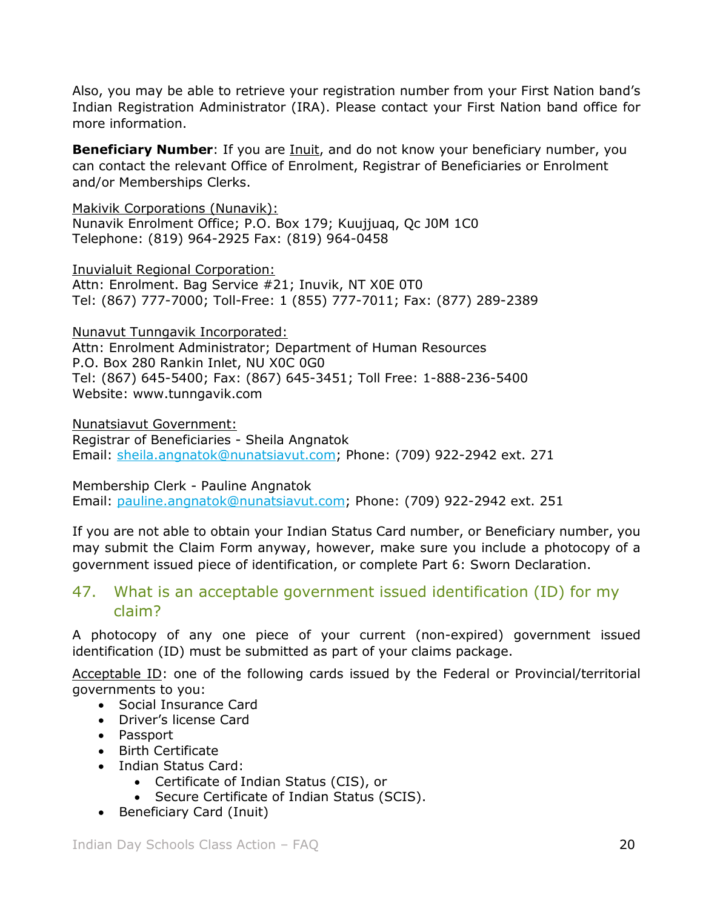Also, you may be able to retrieve your registration number from your First Nation band's Indian Registration Administrator (IRA). Please contact your First Nation band office for more information.

**Beneficiary Number**: If you are Inuit, and do not know your beneficiary number, you can contact the relevant Office of Enrolment, Registrar of Beneficiaries or Enrolment and/or Memberships Clerks.

Makivik Corporations (Nunavik):
Nunavik Enrolment Office; P.O. Box 179; Kuujjuaq, Qc J0M 1C0
Telephone: (819) 964-2925 Fax: (819) 964-0458

Inuvialuit Regional Corporation:
Attn: Enrolment. Bag Service #21; Inuvik, NT X0E 0T0
Tel: (867) 777-7000; Toll-Free: 1 (855) 777-7011; Fax: (877) 289-2389

Nunavut Tunngavik Incorporated:
Attn: Enrolment Administrator; Department of Human Resources
P.O. Box 280 Rankin Inlet, NU X0C 0G0
Tel: (867) 645-5400; Fax: (867) 645-3451; Toll Free: 1-888-236-5400
Website: www.tunngavik.com

Nunatsiavut Government:
Registrar of Beneficiaries - Sheila Angnatok
Email: sheila.angnatok@nunatsiavut.com; Phone: (709) 922-2942 ext. 271

Membership Clerk - Pauline Angnatok
Email: pauline.angnatok@nunatsiavut.com; Phone: (709) 922-2942 ext. 251

If you are not able to obtain your Indian Status Card number, or Beneficiary number, you may submit the Claim Form anyway, however, make sure you include a photocopy of a government issued piece of identification, or complete Part 6: Sworn Declaration.

## 47. What is an acceptable government issued identification (ID) for my claim?

A photocopy of any one piece of your current (non-expired) government issued identification (ID) must be submitted as part of your claims package.

Acceptable ID: one of the following cards issued by the Federal or Provincial/territorial governments to you:

- Social Insurance Card
- Driver's license Card
- Passport
- Birth Certificate
- Indian Status Card:
  - Certificate of Indian Status (CIS), or
  - Secure Certificate of Indian Status (SCIS).
- Beneficiary Card (Inuit)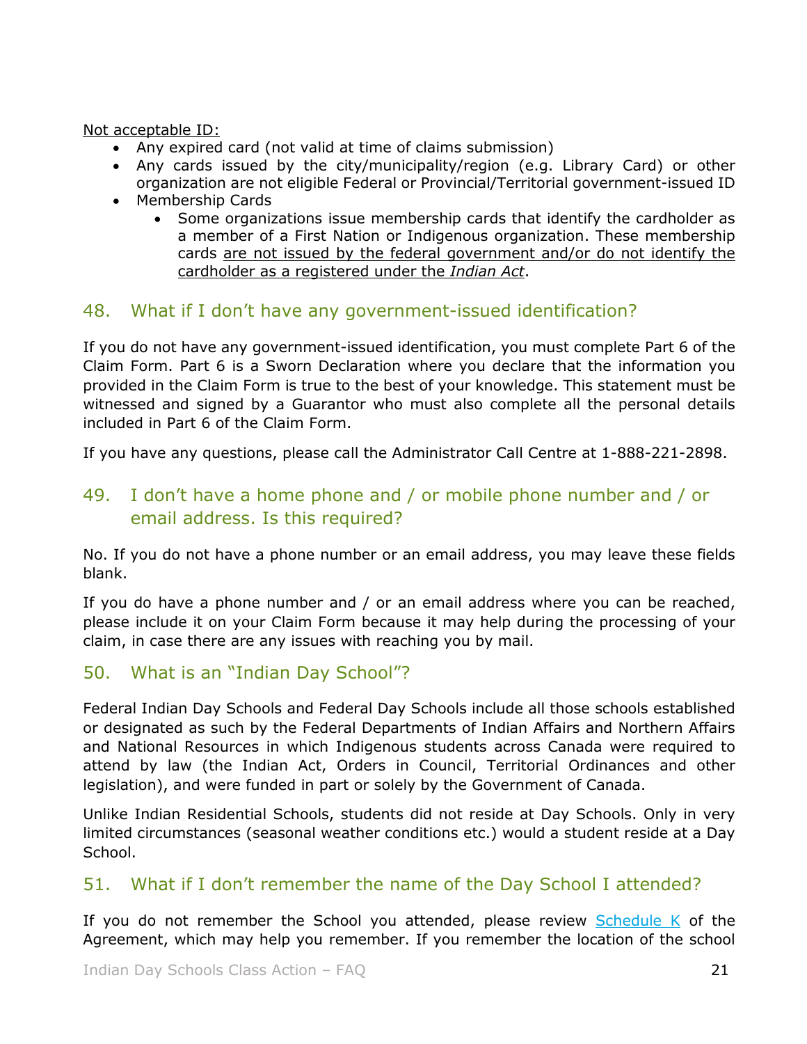Not acceptable ID:

- Any expired card (not valid at time of claims submission)
- Any cards issued by the city/municipality/region (e.g. Library Card) or other organization are not eligible Federal or Provincial/Territorial government-issued ID
- Membership Cards
  - Some organizations issue membership cards that identify the cardholder as a member of a First Nation or Indigenous organization. These membership cards are not issued by the federal government and/or do not identify the cardholder as a registered under the *Indian Act*.

## 48. What if I don't have any government-issued identification?

If you do not have any government-issued identification, you must complete Part 6 of the Claim Form. Part 6 is a Sworn Declaration where you declare that the information you provided in the Claim Form is true to the best of your knowledge. This statement must be witnessed and signed by a Guarantor who must also complete all the personal details included in Part 6 of the Claim Form.

If you have any questions, please call the Administrator Call Centre at 1-888-221-2898.

## 49. I don't have a home phone and / or mobile phone number and / or email address. Is this required?

No. If you do not have a phone number or an email address, you may leave these fields blank.

If you do have a phone number and / or an email address where you can be reached, please include it on your Claim Form because it may help during the processing of your claim, in case there are any issues with reaching you by mail.

## 50. What is an "Indian Day School"?

Federal Indian Day Schools and Federal Day Schools include all those schools established or designated as such by the Federal Departments of Indian Affairs and Northern Affairs and National Resources in which Indigenous students across Canada were required to attend by law (the Indian Act, Orders in Council, Territorial Ordinances and other legislation), and were funded in part or solely by the Government of Canada.

Unlike Indian Residential Schools, students did not reside at Day Schools. Only in very limited circumstances (seasonal weather conditions etc.) would a student reside at a Day School.

## 51. What if I don't remember the name of the Day School I attended?

If you do not remember the School you attended, please review Schedule K of the Agreement, which may help you remember. If you remember the location of the school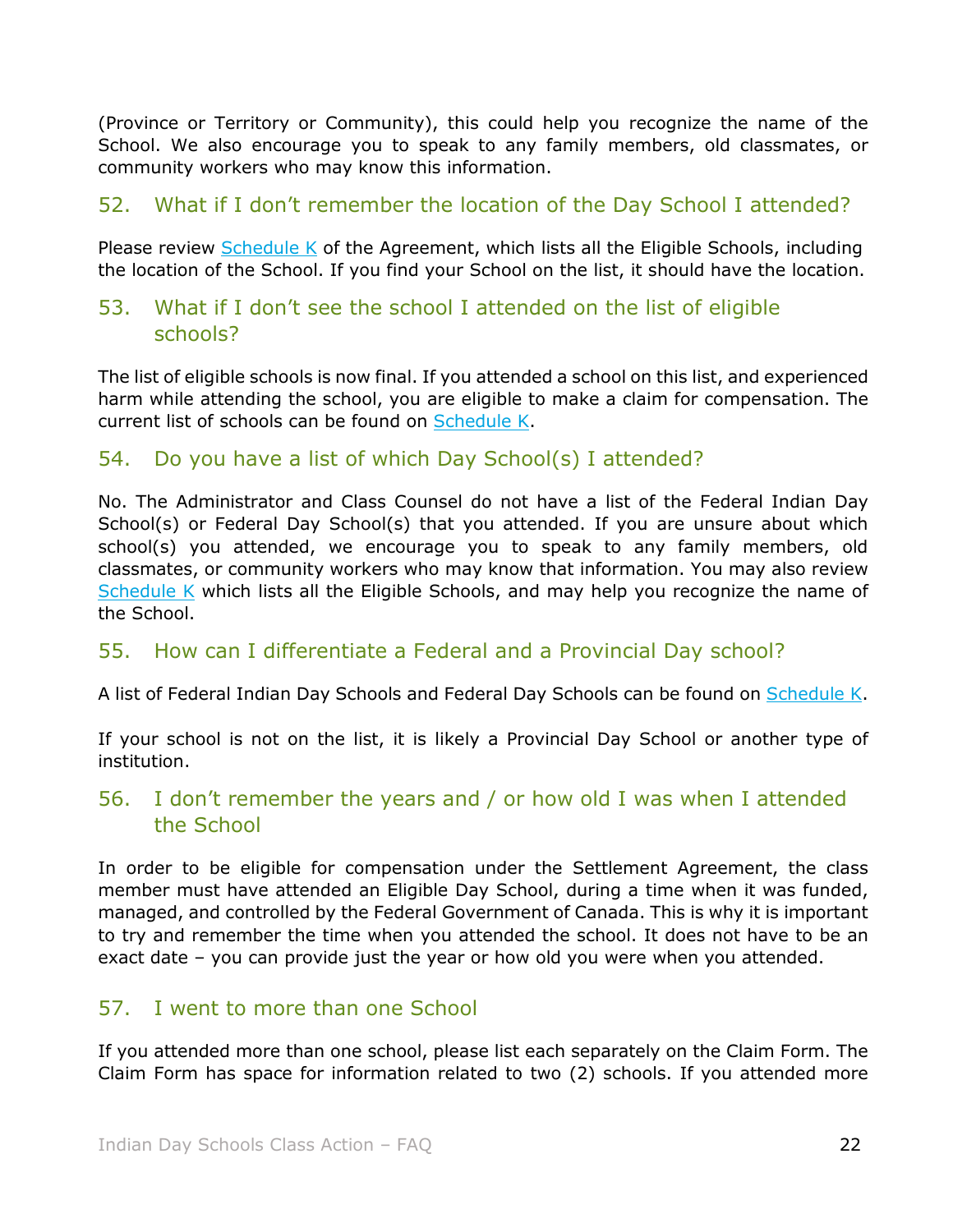(Province or Territory or Community), this could help you recognize the name of the School. We also encourage you to speak to any family members, old classmates, or community workers who may know this information.

## 52. What if I don't remember the location of the Day School I attended?

Please review [Schedule K](#) of the Agreement, which lists all the Eligible Schools, including the location of the School. If you find your School on the list, it should have the location.

## 53. What if I don't see the school I attended on the list of eligible schools?

The list of eligible schools is now final. If you attended a school on this list, and experienced harm while attending the school, you are eligible to make a claim for compensation. The current list of schools can be found on [Schedule K](#).

## 54. Do you have a list of which Day School(s) I attended?

No. The Administrator and Class Counsel do not have a list of the Federal Indian Day School(s) or Federal Day School(s) that you attended. If you are unsure about which school(s) you attended, we encourage you to speak to any family members, old classmates, or community workers who may know that information. You may also review [Schedule K](#) which lists all the Eligible Schools, and may help you recognize the name of the School.

## 55. How can I differentiate a Federal and a Provincial Day school?

A list of Federal Indian Day Schools and Federal Day Schools can be found on [Schedule K](#).

If your school is not on the list, it is likely a Provincial Day School or another type of institution.

## 56. I don't remember the years and / or how old I was when I attended the School

In order to be eligible for compensation under the Settlement Agreement, the class member must have attended an Eligible Day School, during a time when it was funded, managed, and controlled by the Federal Government of Canada. This is why it is important to try and remember the time when you attended the school. It does not have to be an exact date – you can provide just the year or how old you were when you attended.

## 57. I went to more than one School

If you attended more than one school, please list each separately on the Claim Form. The Claim Form has space for information related to two (2) schools. If you attended more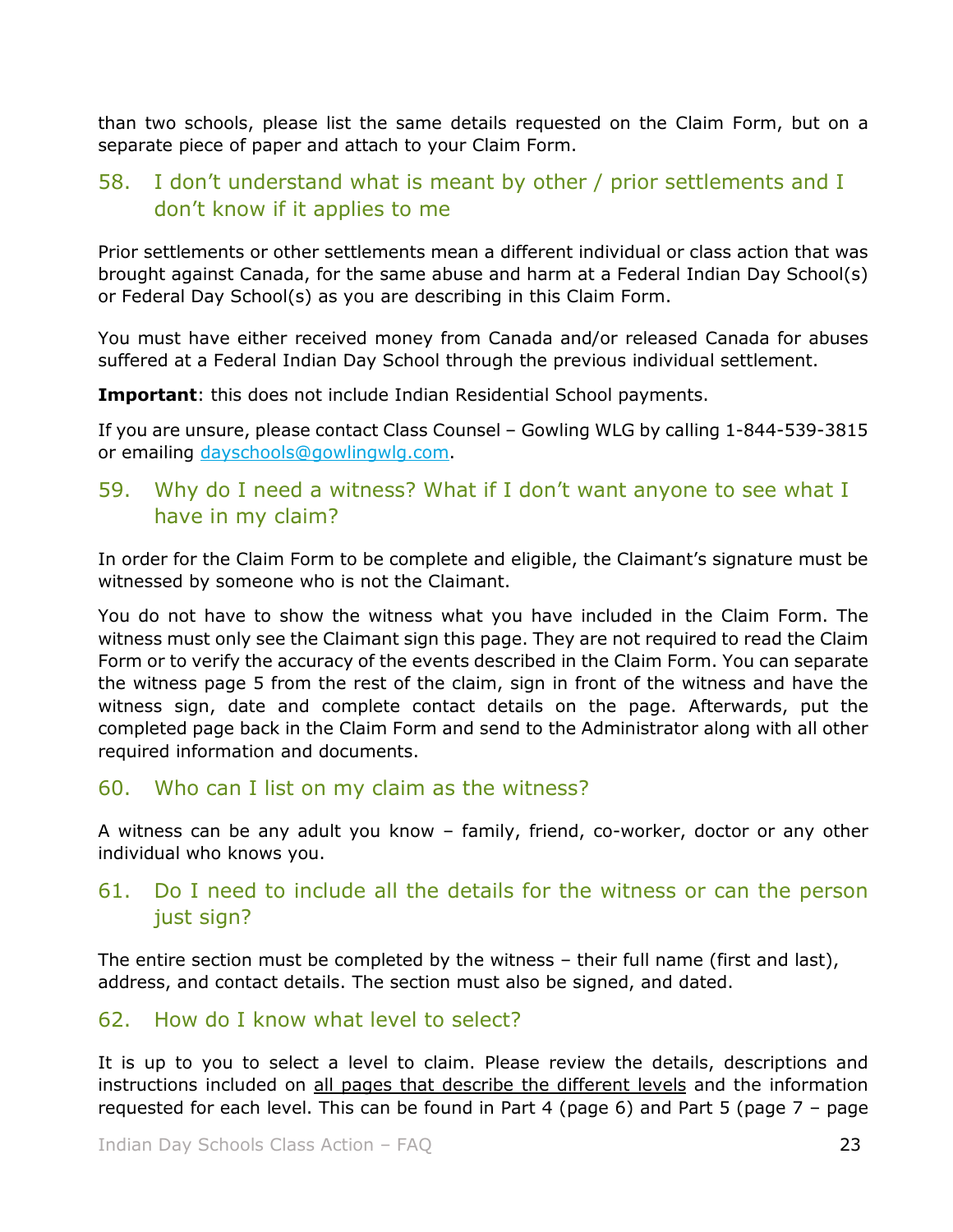than two schools, please list the same details requested on the Claim Form, but on a separate piece of paper and attach to your Claim Form.

## 58. I don't understand what is meant by other / prior settlements and I don't know if it applies to me

Prior settlements or other settlements mean a different individual or class action that was brought against Canada, for the same abuse and harm at a Federal Indian Day School(s) or Federal Day School(s) as you are describing in this Claim Form.

You must have either received money from Canada and/or released Canada for abuses suffered at a Federal Indian Day School through the previous individual settlement.

**Important**: this does not include Indian Residential School payments.

If you are unsure, please contact Class Counsel – Gowling WLG by calling 1-844-539-3815 or emailing dayschools@gowlingwlg.com.

## 59. Why do I need a witness? What if I don't want anyone to see what I have in my claim?

In order for the Claim Form to be complete and eligible, the Claimant's signature must be witnessed by someone who is not the Claimant.

You do not have to show the witness what you have included in the Claim Form. The witness must only see the Claimant sign this page. They are not required to read the Claim Form or to verify the accuracy of the events described in the Claim Form. You can separate the witness page 5 from the rest of the claim, sign in front of the witness and have the witness sign, date and complete contact details on the page. Afterwards, put the completed page back in the Claim Form and send to the Administrator along with all other required information and documents.

## 60. Who can I list on my claim as the witness?

A witness can be any adult you know – family, friend, co-worker, doctor or any other individual who knows you.

## 61. Do I need to include all the details for the witness or can the person just sign?

The entire section must be completed by the witness – their full name (first and last), address, and contact details. The section must also be signed, and dated.

## 62. How do I know what level to select?

It is up to you to select a level to claim. Please review the details, descriptions and instructions included on all pages that describe the different levels and the information requested for each level. This can be found in Part 4 (page 6) and Part 5 (page 7 – page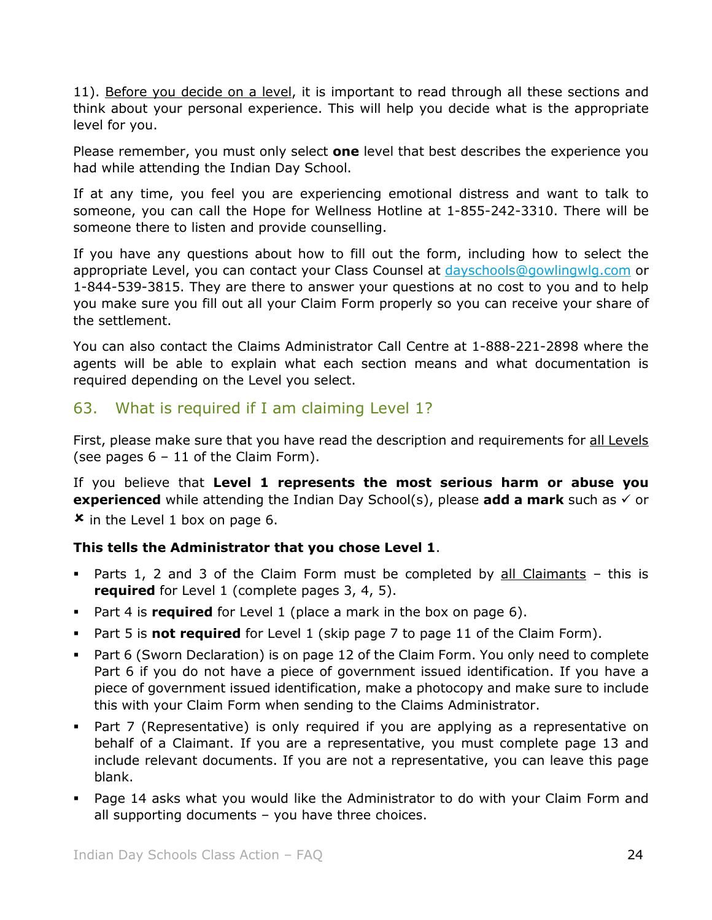11). Before you decide on a level, it is important to read through all these sections and think about your personal experience. This will help you decide what is the appropriate level for you.

Please remember, you must only select **one** level that best describes the experience you had while attending the Indian Day School.

If at any time, you feel you are experiencing emotional distress and want to talk to someone, you can call the Hope for Wellness Hotline at 1-855-242-3310. There will be someone there to listen and provide counselling.

If you have any questions about how to fill out the form, including how to select the appropriate Level, you can contact your Class Counsel at dayschools@gowlingwlg.com or 1-844-539-3815. They are there to answer your questions at no cost to you and to help you make sure you fill out all your Claim Form properly so you can receive your share of the settlement.

You can also contact the Claims Administrator Call Centre at 1-888-221-2898 where the agents will be able to explain what each section means and what documentation is required depending on the Level you select.

## 63. What is required if I am claiming Level 1?

First, please make sure that you have read the description and requirements for all Levels (see pages 6 – 11 of the Claim Form).

If you believe that **Level 1 represents the most serious harm or abuse you experienced** while attending the Indian Day School(s), please **add a mark** such as ✓ or ✗ in the Level 1 box on page 6.

**This tells the Administrator that you chose Level 1**.

- Parts 1, 2 and 3 of the Claim Form must be completed by all Claimants – this is **required** for Level 1 (complete pages 3, 4, 5).
- Part 4 is **required** for Level 1 (place a mark in the box on page 6).
- Part 5 is **not required** for Level 1 (skip page 7 to page 11 of the Claim Form).
- Part 6 (Sworn Declaration) is on page 12 of the Claim Form. You only need to complete Part 6 if you do not have a piece of government issued identification. If you have a piece of government issued identification, make a photocopy and make sure to include this with your Claim Form when sending to the Claims Administrator.
- Part 7 (Representative) is only required if you are applying as a representative on behalf of a Claimant. If you are a representative, you must complete page 13 and include relevant documents. If you are not a representative, you can leave this page blank.
- Page 14 asks what you would like the Administrator to do with your Claim Form and all supporting documents – you have three choices.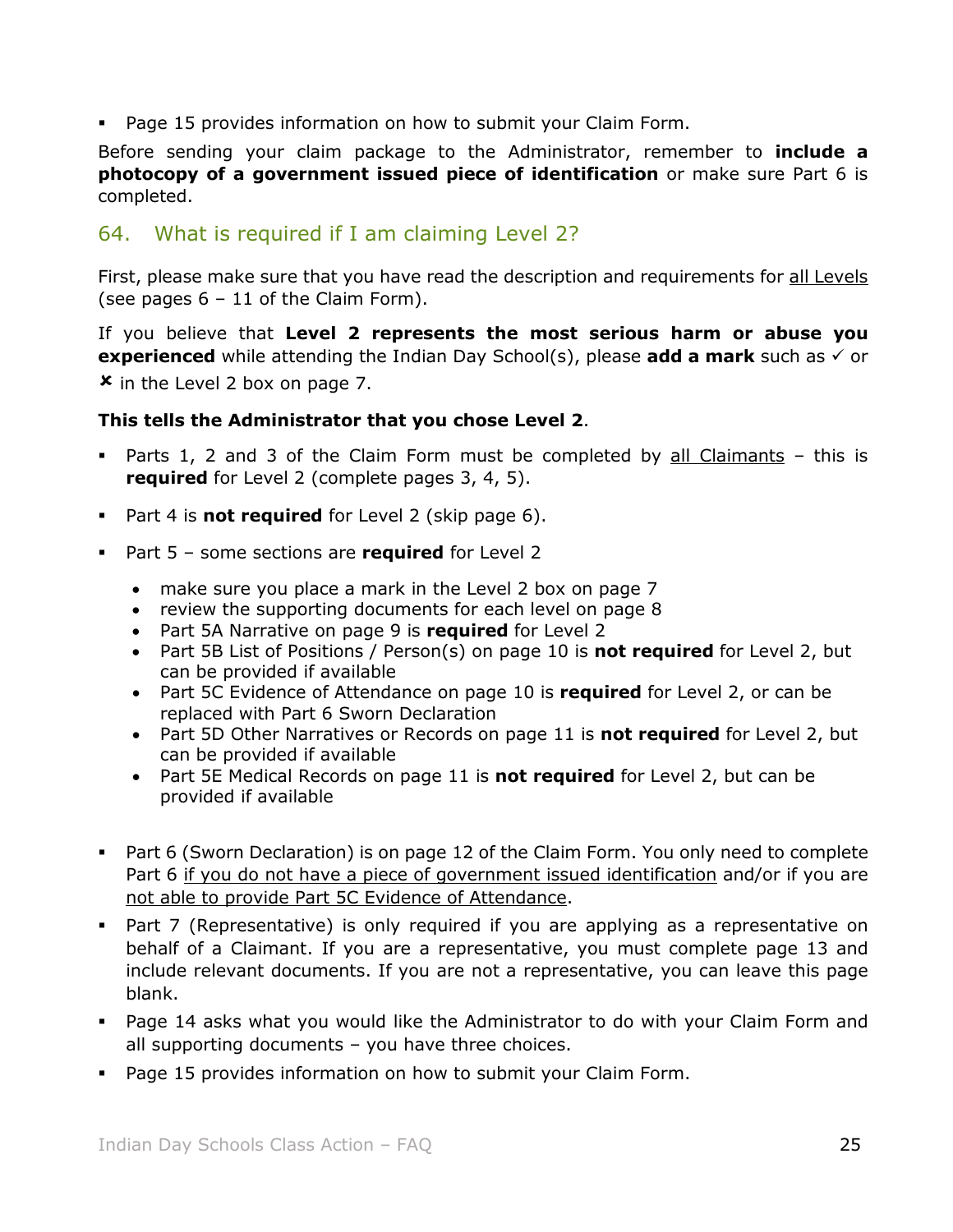- Page 15 provides information on how to submit your Claim Form.

Before sending your claim package to the Administrator, remember to **include a photocopy of a government issued piece of identification** or make sure Part 6 is completed.

## 64. What is required if I am claiming Level 2?

First, please make sure that you have read the description and requirements for <u>all Levels</u> (see pages 6 – 11 of the Claim Form).

If you believe that **Level 2 represents the most serious harm or abuse you experienced** while attending the Indian Day School(s), please **add a mark** such as ✓ or ✗ in the Level 2 box on page 7.

**This tells the Administrator that you chose Level 2**.

- Parts 1, 2 and 3 of the Claim Form must be completed by <u>all Claimants</u> – this is **required** for Level 2 (complete pages 3, 4, 5).
- Part 4 is **not required** for Level 2 (skip page 6).
- Part 5 – some sections are **required** for Level 2
  - make sure you place a mark in the Level 2 box on page 7
  - review the supporting documents for each level on page 8
  - Part 5A Narrative on page 9 is **required** for Level 2
  - Part 5B List of Positions / Person(s) on page 10 is **not required** for Level 2, but can be provided if available
  - Part 5C Evidence of Attendance on page 10 is **required** for Level 2, or can be replaced with Part 6 Sworn Declaration
  - Part 5D Other Narratives or Records on page 11 is **not required** for Level 2, but can be provided if available
  - Part 5E Medical Records on page 11 is **not required** for Level 2, but can be provided if available
- Part 6 (Sworn Declaration) is on page 12 of the Claim Form. You only need to complete Part 6 <u>if you do not have a piece of government issued identification</u> and/or if you are <u>not able to provide Part 5C Evidence of Attendance</u>.
- Part 7 (Representative) is only required if you are applying as a representative on behalf of a Claimant. If you are a representative, you must complete page 13 and include relevant documents. If you are not a representative, you can leave this page blank.
- Page 14 asks what you would like the Administrator to do with your Claim Form and all supporting documents – you have three choices.
- Page 15 provides information on how to submit your Claim Form.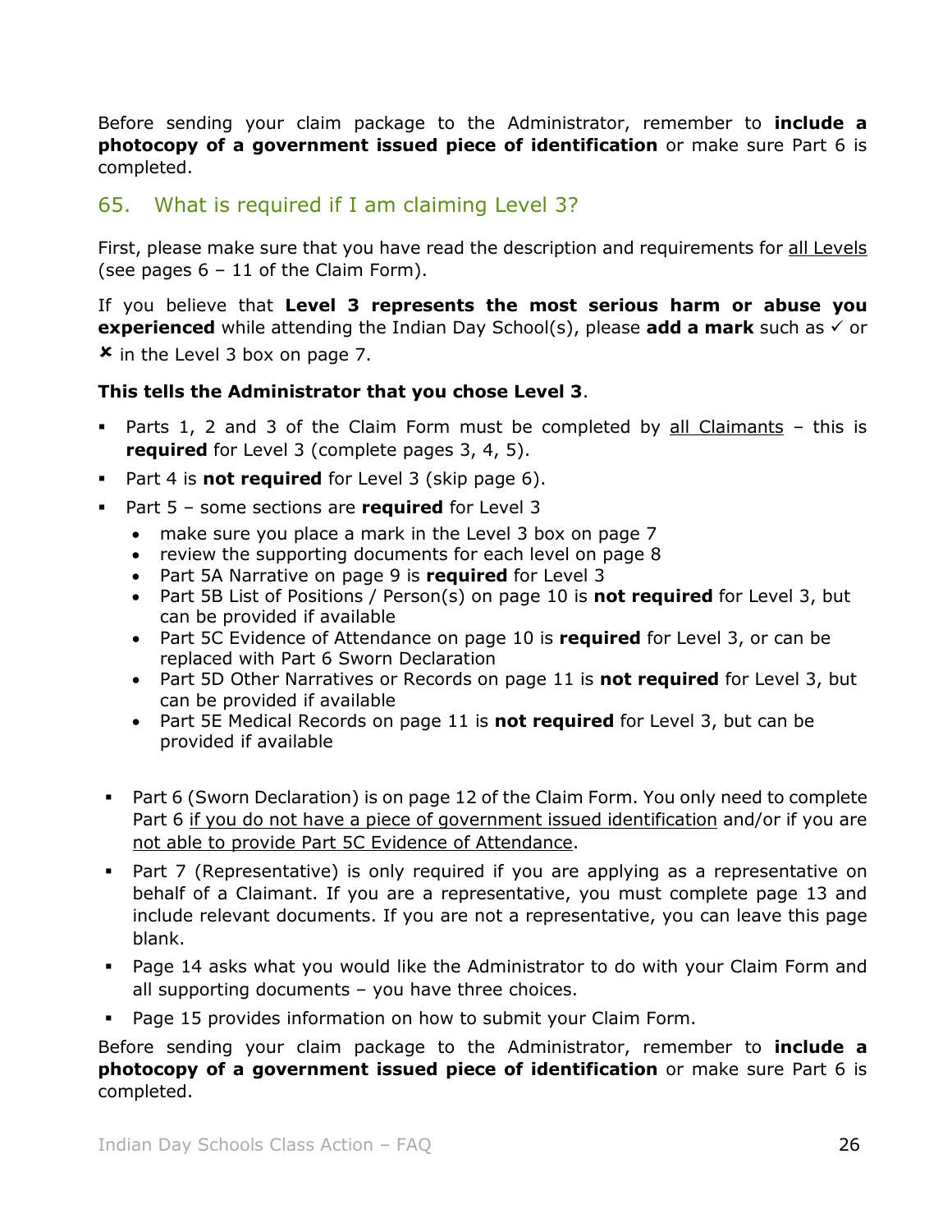Before sending your claim package to the Administrator, remember to **include a photocopy of a government issued piece of identification** or make sure Part 6 is completed.

## 65. What is required if I am claiming Level 3?

First, please make sure that you have read the description and requirements for <u>all Levels</u> (see pages 6 – 11 of the Claim Form).

If you believe that **Level 3 represents the most serious harm or abuse you experienced** while attending the Indian Day School(s), please **add a mark** such as ✓ or ✘ in the Level 3 box on page 7.

**This tells the Administrator that you chose Level 3**.

- Parts 1, 2 and 3 of the Claim Form must be completed by <u>all Claimants</u> – this is **required** for Level 3 (complete pages 3, 4, 5).
- Part 4 is **not required** for Level 3 (skip page 6).
- Part 5 – some sections are **required** for Level 3
  - make sure you place a mark in the Level 3 box on page 7
  - review the supporting documents for each level on page 8
  - Part 5A Narrative on page 9 is **required** for Level 3
  - Part 5B List of Positions / Person(s) on page 10 is **not required** for Level 3, but can be provided if available
  - Part 5C Evidence of Attendance on page 10 is **required** for Level 3, or can be replaced with Part 6 Sworn Declaration
  - Part 5D Other Narratives or Records on page 11 is **not required** for Level 3, but can be provided if available
  - Part 5E Medical Records on page 11 is **not required** for Level 3, but can be provided if available
- Part 6 (Sworn Declaration) is on page 12 of the Claim Form. You only need to complete Part 6 <u>if you do not have a piece of government issued identification</u> and/or if you are <u>not able to provide Part 5C Evidence of Attendance</u>.
- Part 7 (Representative) is only required if you are applying as a representative on behalf of a Claimant. If you are a representative, you must complete page 13 and include relevant documents. If you are not a representative, you can leave this page blank.
- Page 14 asks what you would like the Administrator to do with your Claim Form and all supporting documents – you have three choices.
- Page 15 provides information on how to submit your Claim Form.

Before sending your claim package to the Administrator, remember to **include a photocopy of a government issued piece of identification** or make sure Part 6 is completed.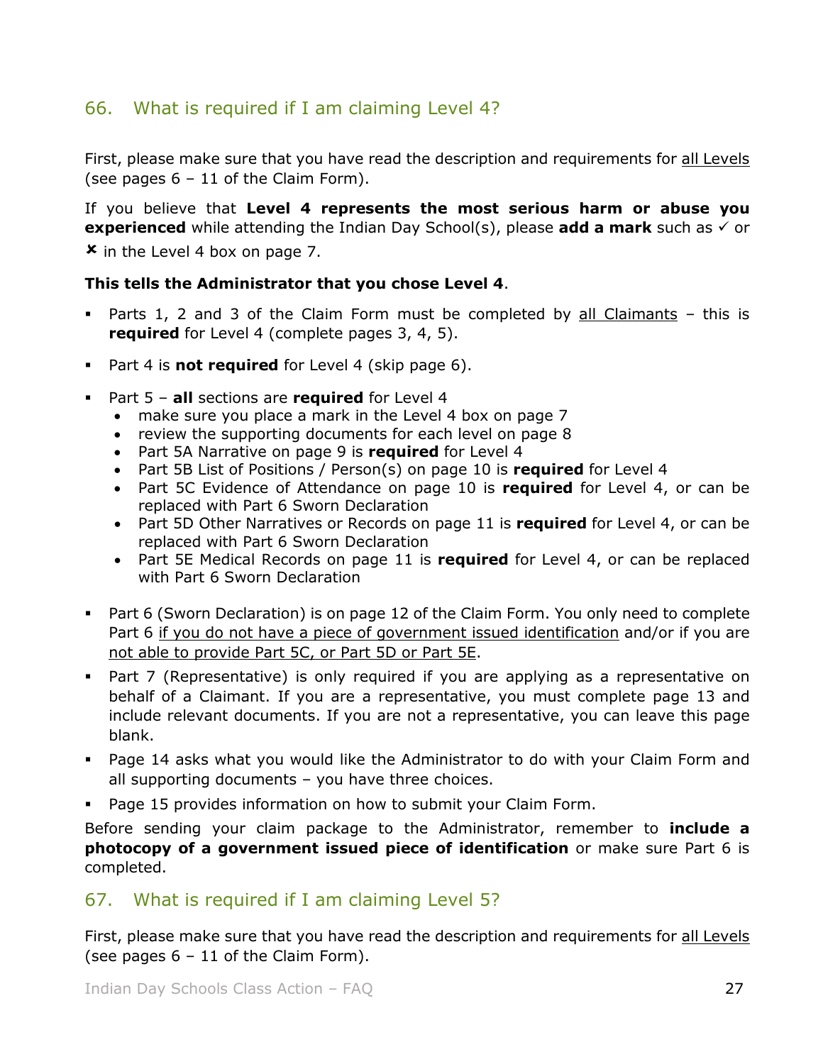## 66. What is required if I am claiming Level 4?

First, please make sure that you have read the description and requirements for <u>all Levels</u> (see pages 6 – 11 of the Claim Form).

If you believe that **Level 4 represents the most serious harm or abuse you experienced** while attending the Indian Day School(s), please **add a mark** such as ✓ or ✗ in the Level 4 box on page 7.

**This tells the Administrator that you chose Level 4**.

- Parts 1, 2 and 3 of the Claim Form must be completed by <u>all Claimants</u> – this is **required** for Level 4 (complete pages 3, 4, 5).
- Part 4 is **not required** for Level 4 (skip page 6).
- Part 5 – **all** sections are **required** for Level 4
  - make sure you place a mark in the Level 4 box on page 7
  - review the supporting documents for each level on page 8
  - Part 5A Narrative on page 9 is **required** for Level 4
  - Part 5B List of Positions / Person(s) on page 10 is **required** for Level 4
  - Part 5C Evidence of Attendance on page 10 is **required** for Level 4, or can be replaced with Part 6 Sworn Declaration
  - Part 5D Other Narratives or Records on page 11 is **required** for Level 4, or can be replaced with Part 6 Sworn Declaration
  - Part 5E Medical Records on page 11 is **required** for Level 4, or can be replaced with Part 6 Sworn Declaration
- Part 6 (Sworn Declaration) is on page 12 of the Claim Form. You only need to complete Part 6 <u>if you do not have a piece of government issued identification</u> and/or if you are <u>not able to provide Part 5C, or Part 5D or Part 5E</u>.
- Part 7 (Representative) is only required if you are applying as a representative on behalf of a Claimant. If you are a representative, you must complete page 13 and include relevant documents. If you are not a representative, you can leave this page blank.
- Page 14 asks what you would like the Administrator to do with your Claim Form and all supporting documents – you have three choices.
- Page 15 provides information on how to submit your Claim Form.

Before sending your claim package to the Administrator, remember to **include a photocopy of a government issued piece of identification** or make sure Part 6 is completed.

## 67. What is required if I am claiming Level 5?

First, please make sure that you have read the description and requirements for <u>all Levels</u> (see pages 6 – 11 of the Claim Form).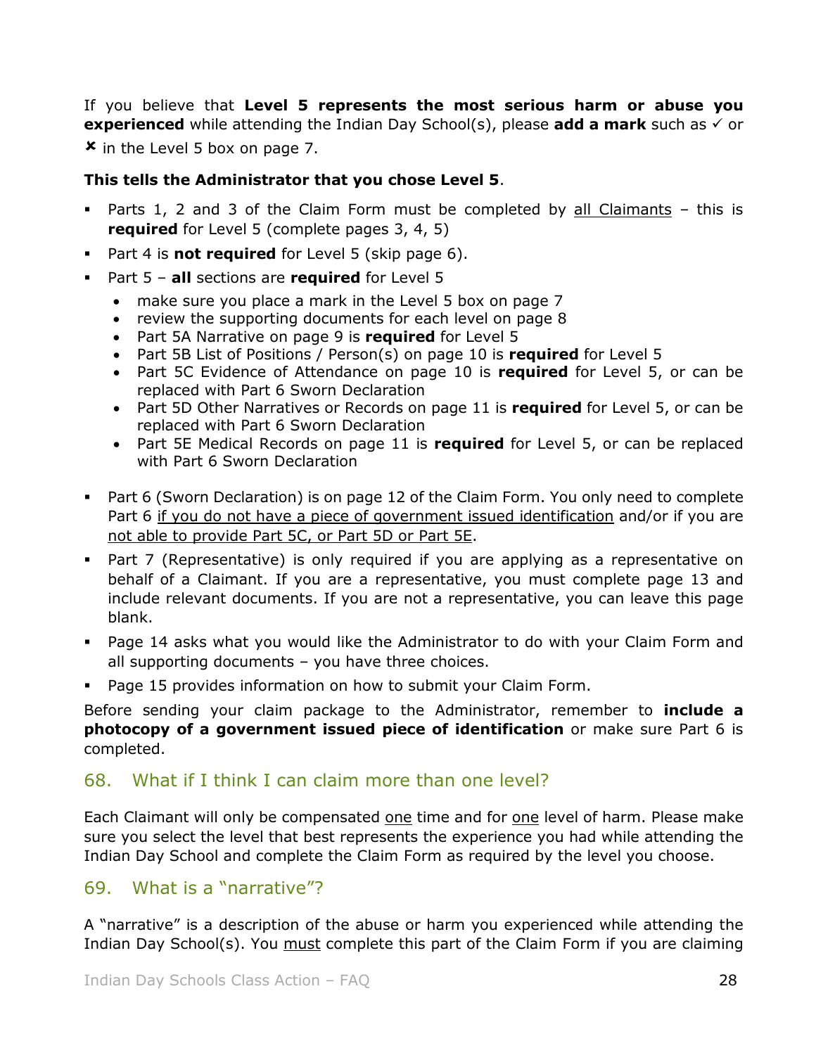If you believe that **Level 5 represents the most serious harm or abuse you experienced** while attending the Indian Day School(s), please **add a mark** such as ✓ or ✗ in the Level 5 box on page 7.

**This tells the Administrator that you chose Level 5**.

- Parts 1, 2 and 3 of the Claim Form must be completed by all Claimants – this is **required** for Level 5 (complete pages 3, 4, 5)
- Part 4 is **not required** for Level 5 (skip page 6).
- Part 5 – **all** sections are **required** for Level 5
  - make sure you place a mark in the Level 5 box on page 7
  - review the supporting documents for each level on page 8
  - Part 5A Narrative on page 9 is **required** for Level 5
  - Part 5B List of Positions / Person(s) on page 10 is **required** for Level 5
  - Part 5C Evidence of Attendance on page 10 is **required** for Level 5, or can be replaced with Part 6 Sworn Declaration
  - Part 5D Other Narratives or Records on page 11 is **required** for Level 5, or can be replaced with Part 6 Sworn Declaration
  - Part 5E Medical Records on page 11 is **required** for Level 5, or can be replaced with Part 6 Sworn Declaration
- Part 6 (Sworn Declaration) is on page 12 of the Claim Form. You only need to complete Part 6 if you do not have a piece of government issued identification and/or if you are not able to provide Part 5C, or Part 5D or Part 5E.
- Part 7 (Representative) is only required if you are applying as a representative on behalf of a Claimant. If you are a representative, you must complete page 13 and include relevant documents. If you are not a representative, you can leave this page blank.
- Page 14 asks what you would like the Administrator to do with your Claim Form and all supporting documents – you have three choices.
- Page 15 provides information on how to submit your Claim Form.

Before sending your claim package to the Administrator, remember to **include a photocopy of a government issued piece of identification** or make sure Part 6 is completed.

## 68. What if I think I can claim more than one level?

Each Claimant will only be compensated one time and for one level of harm. Please make sure you select the level that best represents the experience you had while attending the Indian Day School and complete the Claim Form as required by the level you choose.

## 69. What is a "narrative"?

A "narrative" is a description of the abuse or harm you experienced while attending the Indian Day School(s). You must complete this part of the Claim Form if you are claiming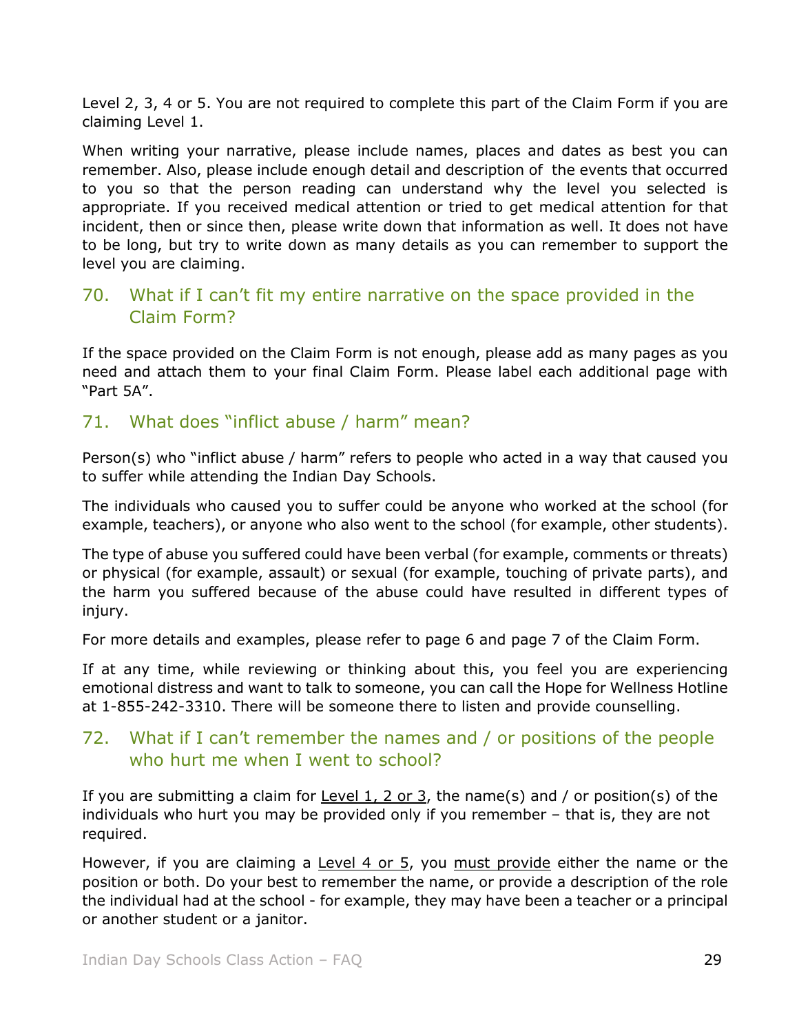Level 2, 3, 4 or 5. You are not required to complete this part of the Claim Form if you are claiming Level 1.

When writing your narrative, please include names, places and dates as best you can remember. Also, please include enough detail and description of the events that occurred to you so that the person reading can understand why the level you selected is appropriate. If you received medical attention or tried to get medical attention for that incident, then or since then, please write down that information as well. It does not have to be long, but try to write down as many details as you can remember to support the level you are claiming.

## 70. What if I can't fit my entire narrative on the space provided in the Claim Form?

If the space provided on the Claim Form is not enough, please add as many pages as you need and attach them to your final Claim Form. Please label each additional page with "Part 5A".

## 71. What does "inflict abuse / harm" mean?

Person(s) who "inflict abuse / harm" refers to people who acted in a way that caused you to suffer while attending the Indian Day Schools.

The individuals who caused you to suffer could be anyone who worked at the school (for example, teachers), or anyone who also went to the school (for example, other students).

The type of abuse you suffered could have been verbal (for example, comments or threats) or physical (for example, assault) or sexual (for example, touching of private parts), and the harm you suffered because of the abuse could have resulted in different types of injury.

For more details and examples, please refer to page 6 and page 7 of the Claim Form.

If at any time, while reviewing or thinking about this, you feel you are experiencing emotional distress and want to talk to someone, you can call the Hope for Wellness Hotline at 1-855-242-3310. There will be someone there to listen and provide counselling.

## 72. What if I can't remember the names and / or positions of the people who hurt me when I went to school?

If you are submitting a claim for <u>Level 1, 2 or 3</u>, the name(s) and / or position(s) of the individuals who hurt you may be provided only if you remember – that is, they are not required.

However, if you are claiming a <u>Level 4 or 5</u>, you <u>must provide</u> either the name or the position or both. Do your best to remember the name, or provide a description of the role the individual had at the school - for example, they may have been a teacher or a principal or another student or a janitor.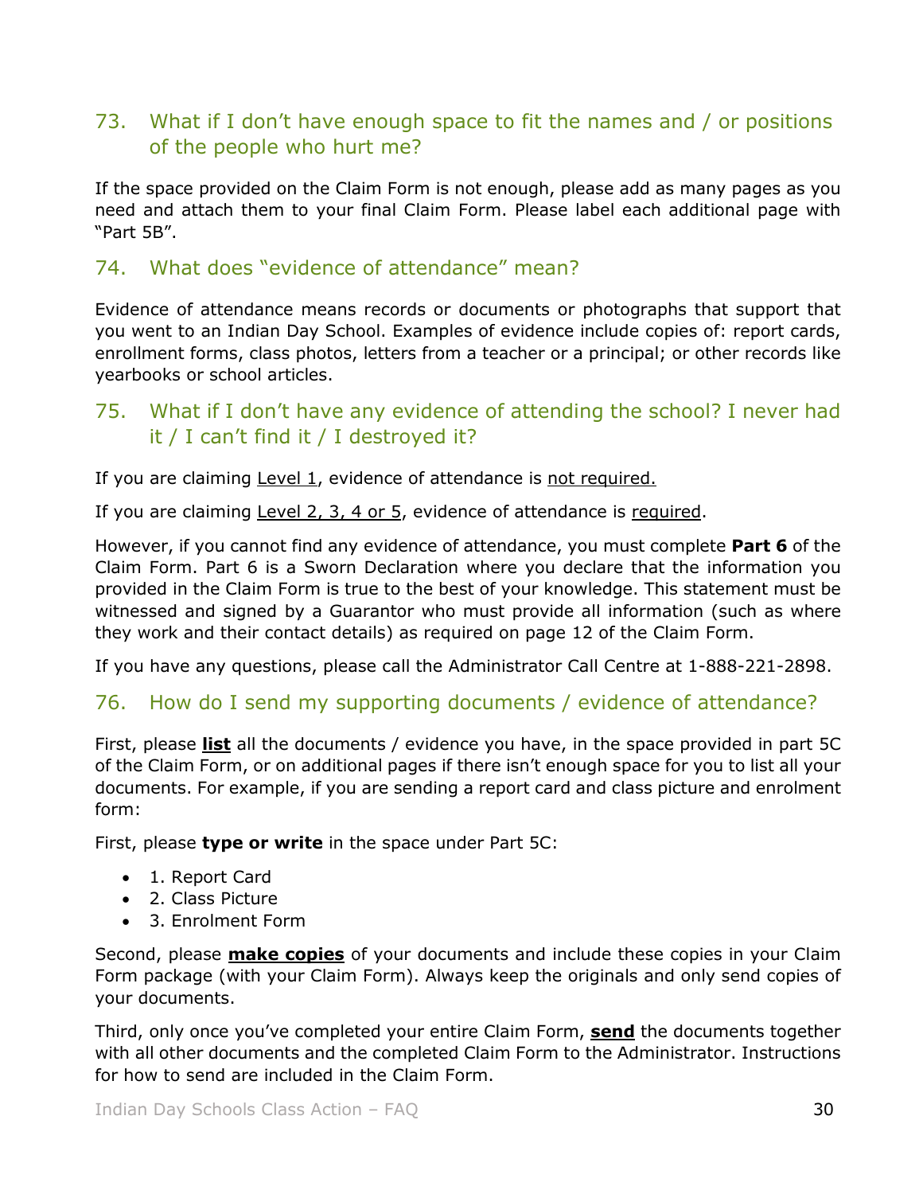## 73. What if I don't have enough space to fit the names and / or positions of the people who hurt me?

If the space provided on the Claim Form is not enough, please add as many pages as you need and attach them to your final Claim Form. Please label each additional page with "Part 5B".

## 74. What does "evidence of attendance" mean?

Evidence of attendance means records or documents or photographs that support that you went to an Indian Day School. Examples of evidence include copies of: report cards, enrollment forms, class photos, letters from a teacher or a principal; or other records like yearbooks or school articles.

## 75. What if I don't have any evidence of attending the school? I never had it / I can't find it / I destroyed it?

If you are claiming <u>Level 1</u>, evidence of attendance is <u>not required.</u>

If you are claiming <u>Level 2, 3, 4 or 5</u>, evidence of attendance is <u>required</u>.

However, if you cannot find any evidence of attendance, you must complete **Part 6** of the Claim Form. Part 6 is a Sworn Declaration where you declare that the information you provided in the Claim Form is true to the best of your knowledge. This statement must be witnessed and signed by a Guarantor who must provide all information (such as where they work and their contact details) as required on page 12 of the Claim Form.

If you have any questions, please call the Administrator Call Centre at 1-888-221-2898.

## 76. How do I send my supporting documents / evidence of attendance?

First, please **<u>list</u>** all the documents / evidence you have, in the space provided in part 5C of the Claim Form, or on additional pages if there isn't enough space for you to list all your documents. For example, if you are sending a report card and class picture and enrolment form:

First, please **type or write** in the space under Part 5C:

- 1. Report Card
- 2. Class Picture
- 3. Enrolment Form

Second, please **<u>make copies</u>** of your documents and include these copies in your Claim Form package (with your Claim Form). Always keep the originals and only send copies of your documents.

Third, only once you've completed your entire Claim Form, **<u>send</u>** the documents together with all other documents and the completed Claim Form to the Administrator. Instructions for how to send are included in the Claim Form.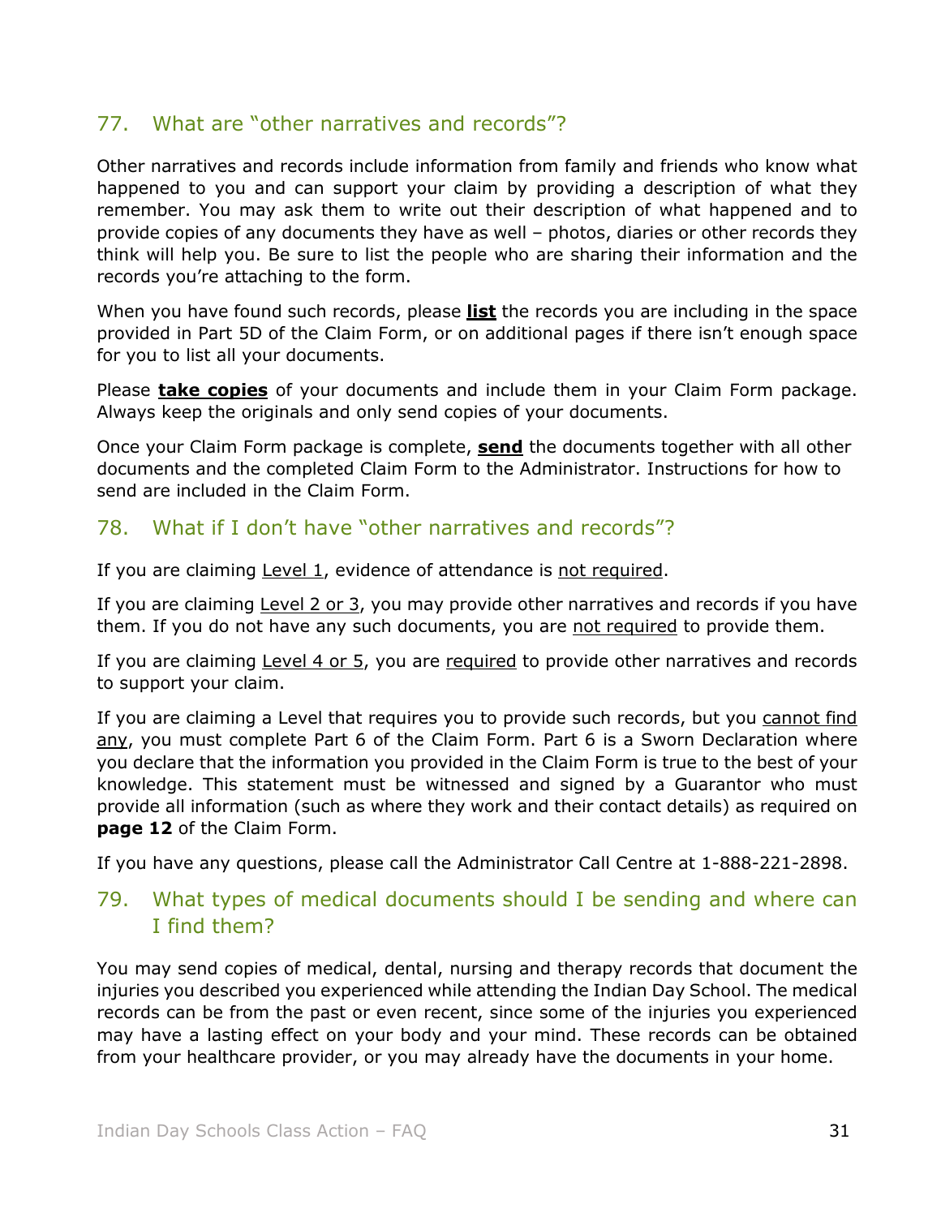## 77. What are "other narratives and records"?

Other narratives and records include information from family and friends who know what happened to you and can support your claim by providing a description of what they remember. You may ask them to write out their description of what happened and to provide copies of any documents they have as well – photos, diaries or other records they think will help you. Be sure to list the people who are sharing their information and the records you're attaching to the form.

When you have found such records, please **list** the records you are including in the space provided in Part 5D of the Claim Form, or on additional pages if there isn't enough space for you to list all your documents.

Please **take copies** of your documents and include them in your Claim Form package. Always keep the originals and only send copies of your documents.

Once your Claim Form package is complete, **send** the documents together with all other documents and the completed Claim Form to the Administrator. Instructions for how to send are included in the Claim Form.

## 78. What if I don't have "other narratives and records"?

If you are claiming Level 1, evidence of attendance is not required.

If you are claiming Level 2 or 3, you may provide other narratives and records if you have them. If you do not have any such documents, you are not required to provide them.

If you are claiming Level 4 or 5, you are required to provide other narratives and records to support your claim.

If you are claiming a Level that requires you to provide such records, but you cannot find any, you must complete Part 6 of the Claim Form. Part 6 is a Sworn Declaration where you declare that the information you provided in the Claim Form is true to the best of your knowledge. This statement must be witnessed and signed by a Guarantor who must provide all information (such as where they work and their contact details) as required on **page 12** of the Claim Form.

If you have any questions, please call the Administrator Call Centre at 1-888-221-2898.

## 79. What types of medical documents should I be sending and where can I find them?

You may send copies of medical, dental, nursing and therapy records that document the injuries you described you experienced while attending the Indian Day School. The medical records can be from the past or even recent, since some of the injuries you experienced may have a lasting effect on your body and your mind. These records can be obtained from your healthcare provider, or you may already have the documents in your home.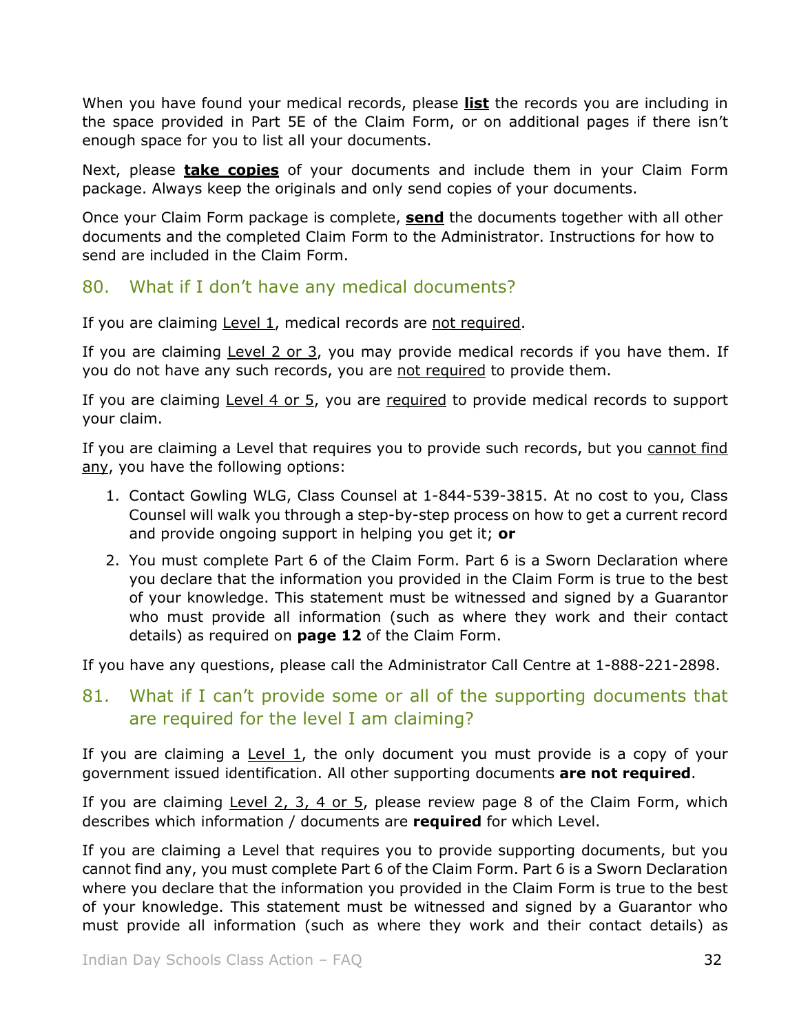When you have found your medical records, please **list** the records you are including in the space provided in Part 5E of the Claim Form, or on additional pages if there isn't enough space for you to list all your documents.

Next, please **take copies** of your documents and include them in your Claim Form package. Always keep the originals and only send copies of your documents.

Once your Claim Form package is complete, **send** the documents together with all other documents and the completed Claim Form to the Administrator. Instructions for how to send are included in the Claim Form.

## 80. What if I don't have any medical documents?

If you are claiming Level 1, medical records are not required.

If you are claiming Level 2 or 3, you may provide medical records if you have them. If you do not have any such records, you are not required to provide them.

If you are claiming Level 4 or 5, you are required to provide medical records to support your claim.

If you are claiming a Level that requires you to provide such records, but you cannot find any, you have the following options:

1. Contact Gowling WLG, Class Counsel at 1-844-539-3815. At no cost to you, Class Counsel will walk you through a step-by-step process on how to get a current record and provide ongoing support in helping you get it; **or**
2. You must complete Part 6 of the Claim Form. Part 6 is a Sworn Declaration where you declare that the information you provided in the Claim Form is true to the best of your knowledge. This statement must be witnessed and signed by a Guarantor who must provide all information (such as where they work and their contact details) as required on **page 12** of the Claim Form.

If you have any questions, please call the Administrator Call Centre at 1-888-221-2898.

## 81. What if I can't provide some or all of the supporting documents that are required for the level I am claiming?

If you are claiming a Level 1, the only document you must provide is a copy of your government issued identification. All other supporting documents **are not required**.

If you are claiming Level 2, 3, 4 or 5, please review page 8 of the Claim Form, which describes which information / documents are **required** for which Level.

If you are claiming a Level that requires you to provide supporting documents, but you cannot find any, you must complete Part 6 of the Claim Form. Part 6 is a Sworn Declaration where you declare that the information you provided in the Claim Form is true to the best of your knowledge. This statement must be witnessed and signed by a Guarantor who must provide all information (such as where they work and their contact details) as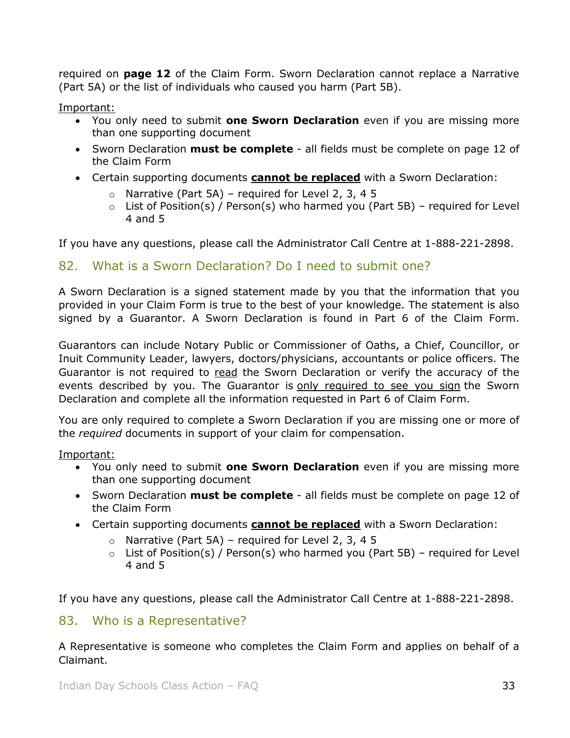required on **page 12** of the Claim Form. Sworn Declaration cannot replace a Narrative (Part 5A) or the list of individuals who caused you harm (Part 5B).

Important:

- You only need to submit **one Sworn Declaration** even if you are missing more than one supporting document
- Sworn Declaration **must be complete** - all fields must be complete on page 12 of the Claim Form
- Certain supporting documents **cannot be replaced** with a Sworn Declaration:
    - Narrative (Part 5A) – required for Level 2, 3, 4 5
    - List of Position(s) / Person(s) who harmed you (Part 5B) – required for Level 4 and 5

If you have any questions, please call the Administrator Call Centre at 1-888-221-2898.

## 82. What is a Sworn Declaration? Do I need to submit one?

A Sworn Declaration is a signed statement made by you that the information that you provided in your Claim Form is true to the best of your knowledge. The statement is also signed by a Guarantor. A Sworn Declaration is found in Part 6 of the Claim Form.

Guarantors can include Notary Public or Commissioner of Oaths, a Chief, Councillor, or Inuit Community Leader, lawyers, doctors/physicians, accountants or police officers. The Guarantor is not required to read the Sworn Declaration or verify the accuracy of the events described by you. The Guarantor is only required to see you sign the Sworn Declaration and complete all the information requested in Part 6 of Claim Form.

You are only required to complete a Sworn Declaration if you are missing one or more of the *required* documents in support of your claim for compensation.

Important:

- You only need to submit **one Sworn Declaration** even if you are missing more than one supporting document
- Sworn Declaration **must be complete** - all fields must be complete on page 12 of the Claim Form
- Certain supporting documents **cannot be replaced** with a Sworn Declaration:
    - Narrative (Part 5A) – required for Level 2, 3, 4 5
    - List of Position(s) / Person(s) who harmed you (Part 5B) – required for Level 4 and 5

If you have any questions, please call the Administrator Call Centre at 1-888-221-2898.

## 83. Who is a Representative?

A Representative is someone who completes the Claim Form and applies on behalf of a Claimant.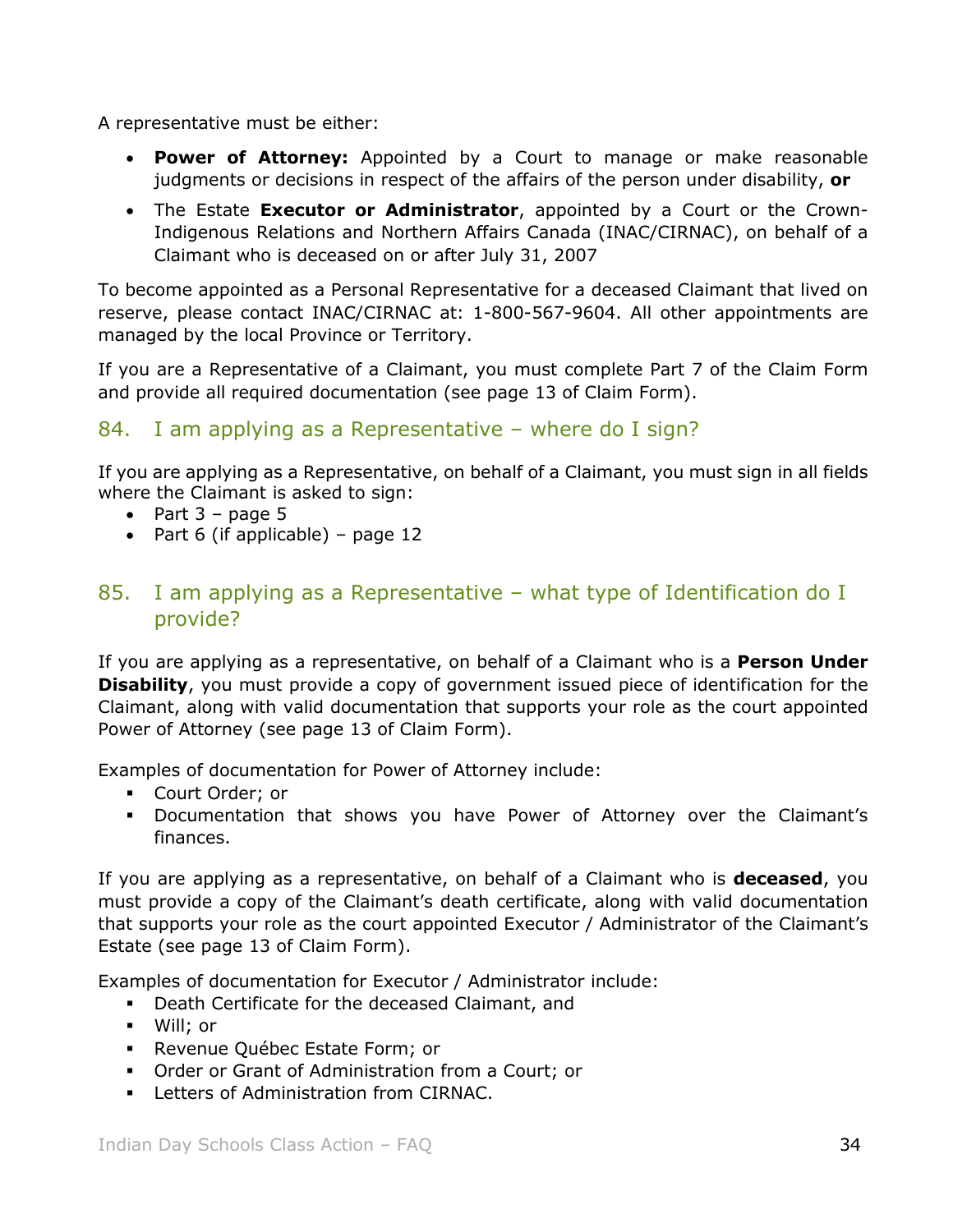A representative must be either:

- **Power of Attorney:** Appointed by a Court to manage or make reasonable judgments or decisions in respect of the affairs of the person under disability, **or**
- The Estate **Executor or Administrator**, appointed by a Court or the Crown-Indigenous Relations and Northern Affairs Canada (INAC/CIRNAC), on behalf of a Claimant who is deceased on or after July 31, 2007

To become appointed as a Personal Representative for a deceased Claimant that lived on reserve, please contact INAC/CIRNAC at: 1-800-567-9604. All other appointments are managed by the local Province or Territory.

If you are a Representative of a Claimant, you must complete Part 7 of the Claim Form and provide all required documentation (see page 13 of Claim Form).

## 84. I am applying as a Representative – where do I sign?

If you are applying as a Representative, on behalf of a Claimant, you must sign in all fields where the Claimant is asked to sign:

- Part 3 – page 5
- Part 6 (if applicable) – page 12

## 85. I am applying as a Representative – what type of Identification do I provide?

If you are applying as a representative, on behalf of a Claimant who is a **Person Under Disability**, you must provide a copy of government issued piece of identification for the Claimant, along with valid documentation that supports your role as the court appointed Power of Attorney (see page 13 of Claim Form).

Examples of documentation for Power of Attorney include:

- Court Order; or
- Documentation that shows you have Power of Attorney over the Claimant's finances.

If you are applying as a representative, on behalf of a Claimant who is **deceased**, you must provide a copy of the Claimant's death certificate, along with valid documentation that supports your role as the court appointed Executor / Administrator of the Claimant's Estate (see page 13 of Claim Form).

Examples of documentation for Executor / Administrator include:

- Death Certificate for the deceased Claimant, and
- Will; or
- Revenue Québec Estate Form; or
- Order or Grant of Administration from a Court; or
- Letters of Administration from CIRNAC.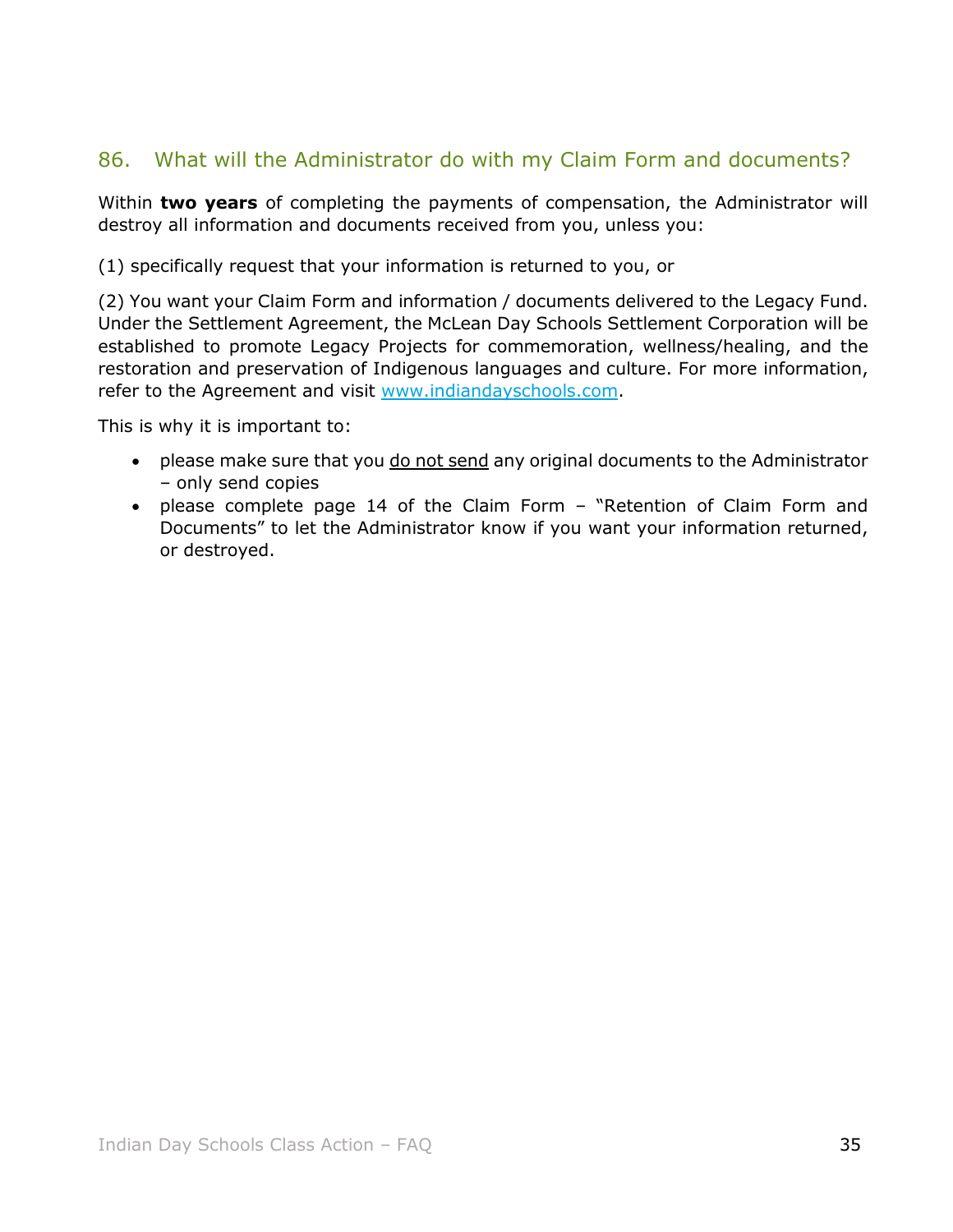## 86. What will the Administrator do with my Claim Form and documents?

Within **two years** of completing the payments of compensation, the Administrator will destroy all information and documents received from you, unless you:

(1) specifically request that your information is returned to you, or

(2) You want your Claim Form and information / documents delivered to the Legacy Fund. Under the Settlement Agreement, the McLean Day Schools Settlement Corporation will be established to promote Legacy Projects for commemoration, wellness/healing, and the restoration and preservation of Indigenous languages and culture. For more information, refer to the Agreement and visit [www.indiandayschools.com](http://www.indiandayschools.com).

This is why it is important to:

- please make sure that you <u>do not send</u> any original documents to the Administrator – only send copies
- please complete page 14 of the Claim Form – "Retention of Claim Form and Documents" to let the Administrator know if you want your information returned, or destroyed.